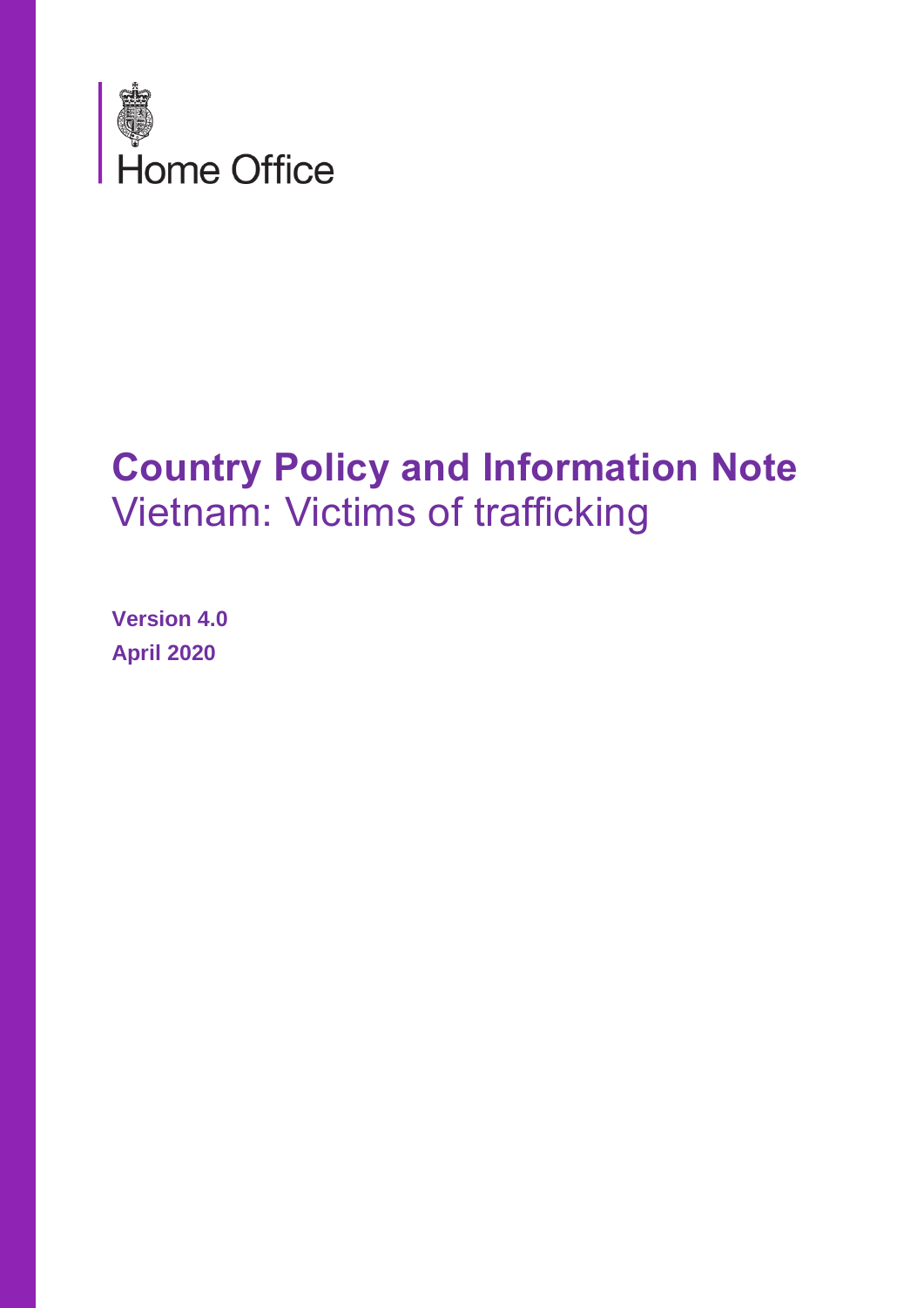Home Office

# Country Policy and Information Note
Vietnam: Victims of trafficking

**Version 4.0**
**April 2020**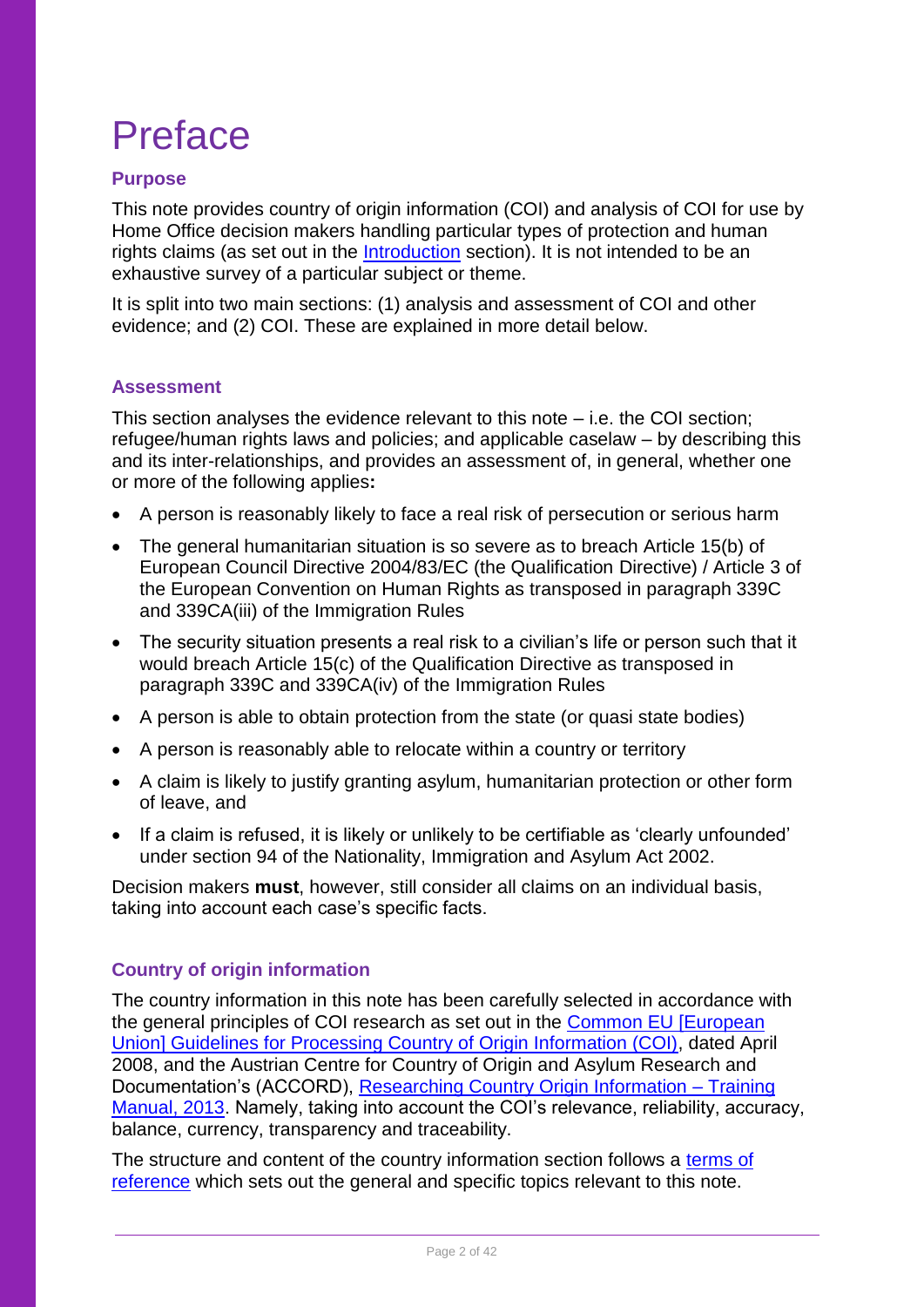# Preface

## Purpose

This note provides country of origin information (COI) and analysis of COI for use by Home Office decision makers handling particular types of protection and human rights claims (as set out in the Introduction section). It is not intended to be an exhaustive survey of a particular subject or theme.

It is split into two main sections: (1) analysis and assessment of COI and other evidence; and (2) COI. These are explained in more detail below.

## Assessment

This section analyses the evidence relevant to this note – i.e. the COI section; refugee/human rights laws and policies; and applicable caselaw – by describing this and its inter-relationships, and provides an assessment of, in general, whether one or more of the following applies**:**

- A person is reasonably likely to face a real risk of persecution or serious harm
- The general humanitarian situation is so severe as to breach Article 15(b) of European Council Directive 2004/83/EC (the Qualification Directive) / Article 3 of the European Convention on Human Rights as transposed in paragraph 339C and 339CA(iii) of the Immigration Rules
- The security situation presents a real risk to a civilian's life or person such that it would breach Article 15(c) of the Qualification Directive as transposed in paragraph 339C and 339CA(iv) of the Immigration Rules
- A person is able to obtain protection from the state (or quasi state bodies)
- A person is reasonably able to relocate within a country or territory
- A claim is likely to justify granting asylum, humanitarian protection or other form of leave, and
- If a claim is refused, it is likely or unlikely to be certifiable as 'clearly unfounded' under section 94 of the Nationality, Immigration and Asylum Act 2002.

Decision makers **must**, however, still consider all claims on an individual basis, taking into account each case's specific facts.

## Country of origin information

The country information in this note has been carefully selected in accordance with the general principles of COI research as set out in the Common EU [European Union] Guidelines for Processing Country of Origin Information (COI), dated April 2008, and the Austrian Centre for Country of Origin and Asylum Research and Documentation's (ACCORD), Researching Country Origin Information – Training Manual, 2013. Namely, taking into account the COI's relevance, reliability, accuracy, balance, currency, transparency and traceability.

The structure and content of the country information section follows a terms of reference which sets out the general and specific topics relevant to this note.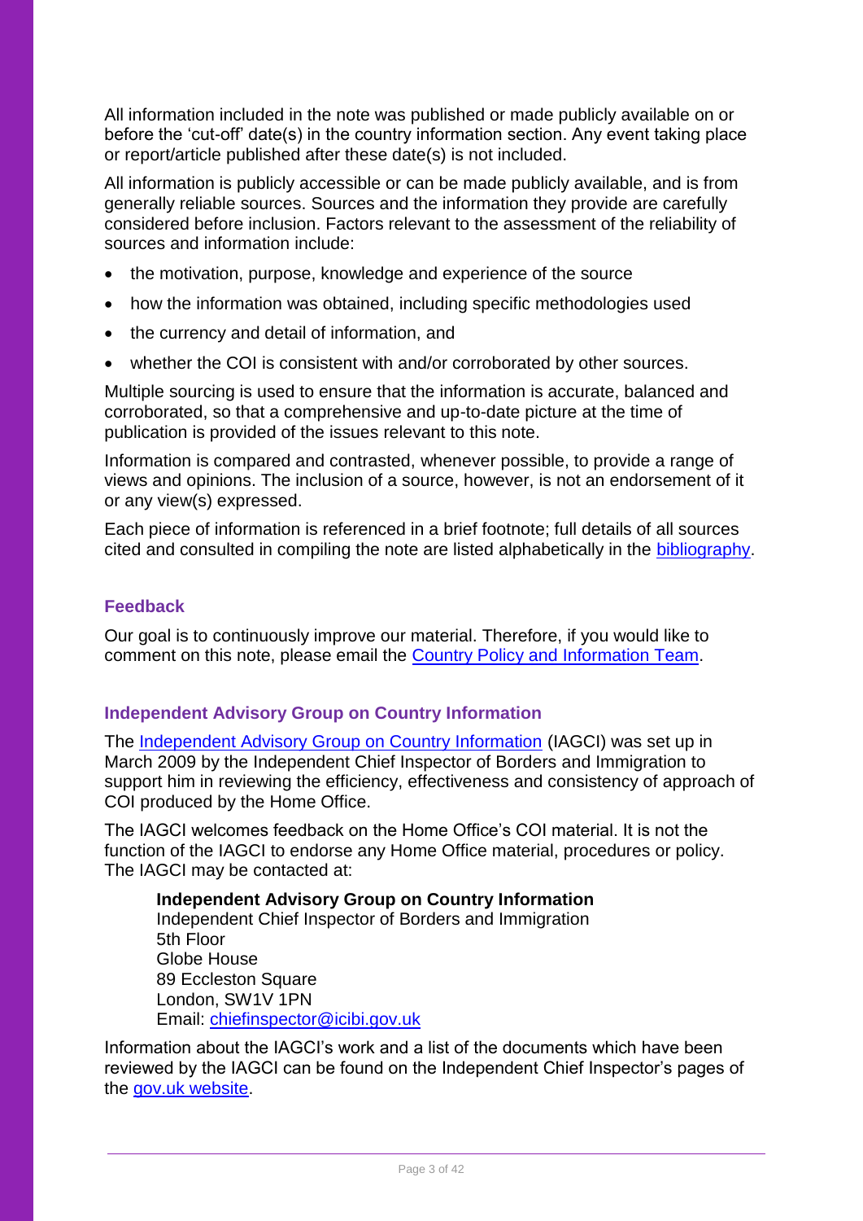All information included in the note was published or made publicly available on or before the 'cut-off' date(s) in the country information section. Any event taking place or report/article published after these date(s) is not included.

All information is publicly accessible or can be made publicly available, and is from generally reliable sources. Sources and the information they provide are carefully considered before inclusion. Factors relevant to the assessment of the reliability of sources and information include:

- the motivation, purpose, knowledge and experience of the source
- how the information was obtained, including specific methodologies used
- the currency and detail of information, and
- whether the COI is consistent with and/or corroborated by other sources.

Multiple sourcing is used to ensure that the information is accurate, balanced and corroborated, so that a comprehensive and up-to-date picture at the time of publication is provided of the issues relevant to this note.

Information is compared and contrasted, whenever possible, to provide a range of views and opinions. The inclusion of a source, however, is not an endorsement of it or any view(s) expressed.

Each piece of information is referenced in a brief footnote; full details of all sources cited and consulted in compiling the note are listed alphabetically in the bibliography.

### Feedback

Our goal is to continuously improve our material. Therefore, if you would like to comment on this note, please email the Country Policy and Information Team.

### Independent Advisory Group on Country Information

The Independent Advisory Group on Country Information (IAGCI) was set up in March 2009 by the Independent Chief Inspector of Borders and Immigration to support him in reviewing the efficiency, effectiveness and consistency of approach of COI produced by the Home Office.

The IAGCI welcomes feedback on the Home Office's COI material. It is not the function of the IAGCI to endorse any Home Office material, procedures or policy. The IAGCI may be contacted at:

> **Independent Advisory Group on Country Information**
> Independent Chief Inspector of Borders and Immigration
> 5th Floor
> Globe House
> 89 Eccleston Square
> London, SW1V 1PN
> Email: chiefinspector@icibi.gov.uk

Information about the IAGCI's work and a list of the documents which have been reviewed by the IAGCI can be found on the Independent Chief Inspector's pages of the gov.uk website.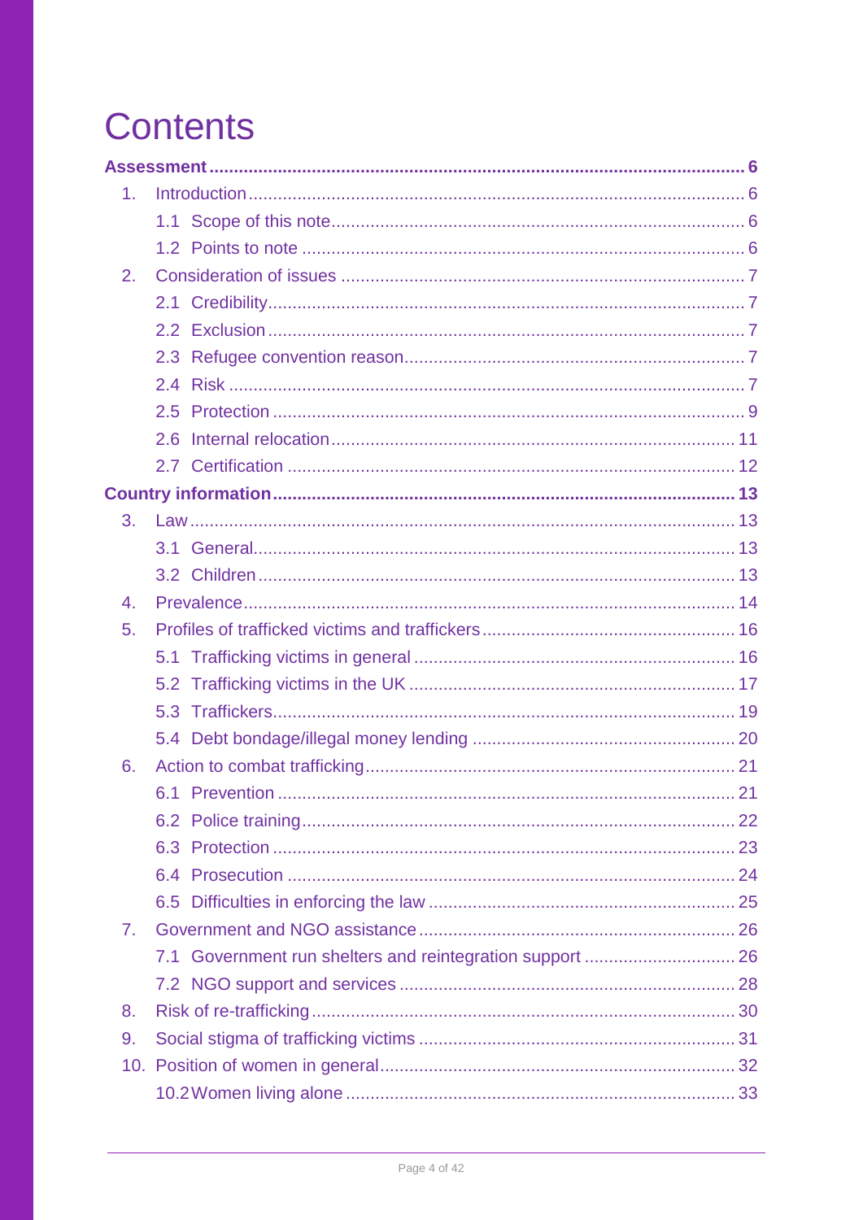# Contents

**Assessment** ............................................................................................................ **6**

1. Introduction .................................................................................................... 6
   - 1.1 Scope of this note ...................................................................................... 6
   - 1.2 Points to note ............................................................................................ 6
2. Consideration of issues .................................................................................. 7
   - 2.1 Credibility ................................................................................................... 7
   - 2.2 Exclusion .................................................................................................... 7
   - 2.3 Refugee convention reason ...................................................................... 7
   - 2.4 Risk ............................................................................................................ 7
   - 2.5 Protection ................................................................................................... 9
   - 2.6 Internal relocation ..................................................................................... 11
   - 2.7 Certification .............................................................................................. 12

**Country information** ............................................................................................ **13**

3. Law ................................................................................................................ 13
   - 3.1 General ..................................................................................................... 13
   - 3.2 Children .................................................................................................... 13
4. Prevalence .................................................................................................... 14
5. Profiles of trafficked victims and traffickers .................................................... 16
   - 5.1 Trafficking victims in general .................................................................. 16
   - 5.2 Trafficking victims in the UK ................................................................... 17
   - 5.3 Traffickers ................................................................................................. 19
   - 5.4 Debt bondage/illegal money lending ....................................................... 20
6. Action to combat trafficking ........................................................................... 21
   - 6.1 Prevention ................................................................................................ 21
   - 6.2 Police training ........................................................................................... 22
   - 6.3 Protection ................................................................................................. 23
   - 6.4 Prosecution .............................................................................................. 24
   - 6.5 Difficulties in enforcing the law ................................................................ 25
7. Government and NGO assistance ................................................................. 26
   - 7.1 Government run shelters and reintegration support ............................... 26
   - 7.2 NGO support and services ....................................................................... 28
8. Risk of re-trafficking ....................................................................................... 30
9. Social stigma of trafficking victims ................................................................. 31
10. Position of women in general ........................................................................ 32
    - 10.2 Women living alone ................................................................................ 33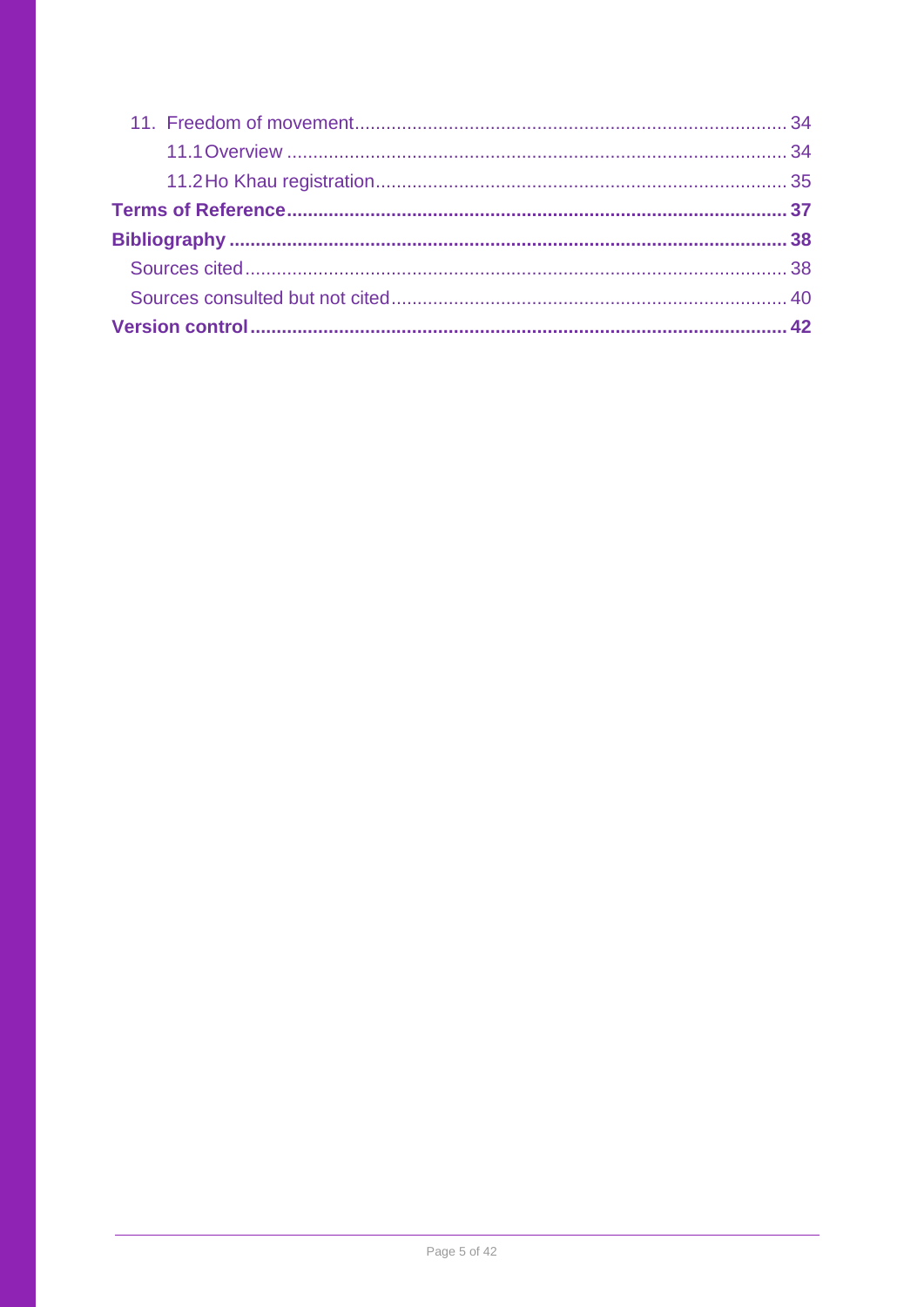- 11. Freedom of movement ..... 34
  - 11.1 Overview ..... 34
  - 11.2 Ho Khau registration ..... 35

**Terms of Reference ..... 37**

**Bibliography ..... 38**

- Sources cited ..... 38
- Sources consulted but not cited ..... 40

**Version control ..... 42**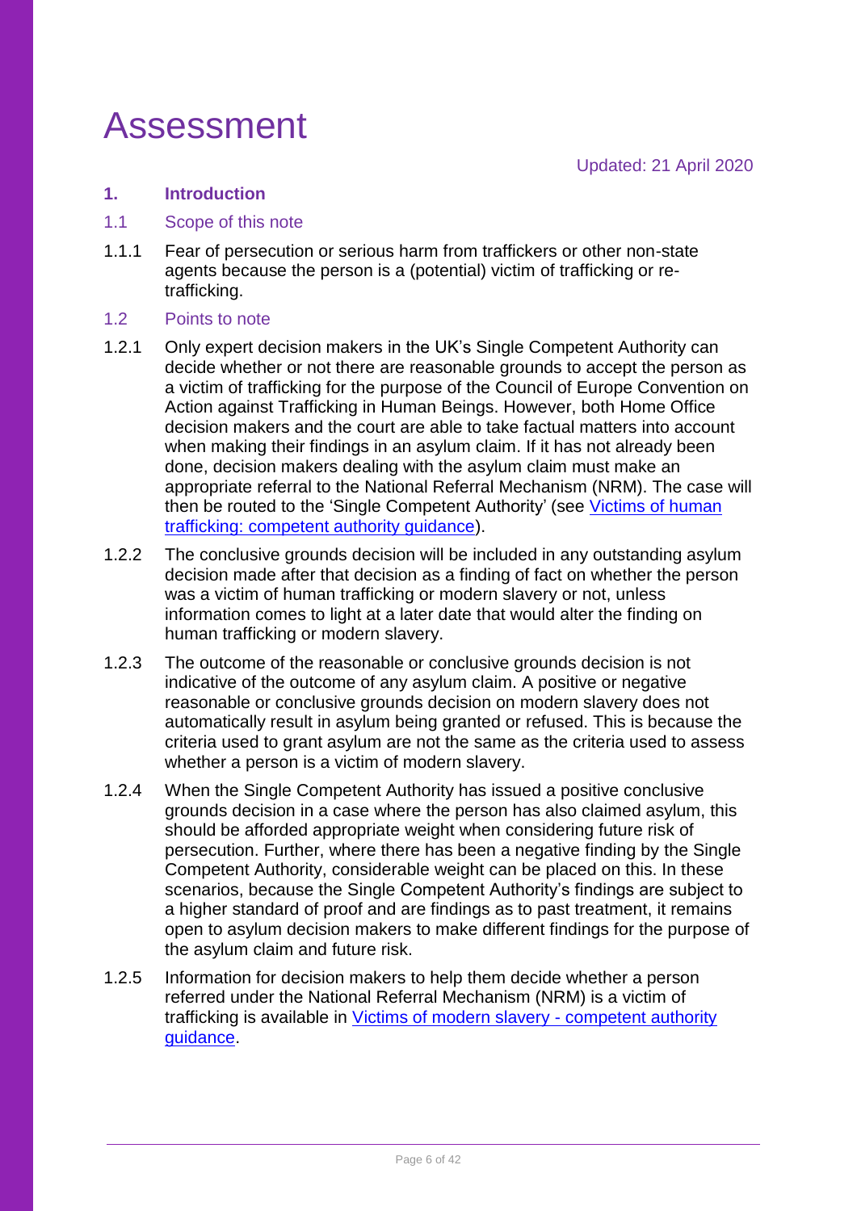# Assessment

Updated: 21 April 2020

## 1. Introduction

### 1.1 Scope of this note

1.1.1 Fear of persecution or serious harm from traffickers or other non-state agents because the person is a (potential) victim of trafficking or re-trafficking.

### 1.2 Points to note

1.2.1 Only expert decision makers in the UK's Single Competent Authority can decide whether or not there are reasonable grounds to accept the person as a victim of trafficking for the purpose of the Council of Europe Convention on Action against Trafficking in Human Beings. However, both Home Office decision makers and the court are able to take factual matters into account when making their findings in an asylum claim. If it has not already been done, decision makers dealing with the asylum claim must make an appropriate referral to the National Referral Mechanism (NRM). The case will then be routed to the 'Single Competent Authority' (see Victims of human trafficking: competent authority guidance).

1.2.2 The conclusive grounds decision will be included in any outstanding asylum decision made after that decision as a finding of fact on whether the person was a victim of human trafficking or modern slavery or not, unless information comes to light at a later date that would alter the finding on human trafficking or modern slavery.

1.2.3 The outcome of the reasonable or conclusive grounds decision is not indicative of the outcome of any asylum claim. A positive or negative reasonable or conclusive grounds decision on modern slavery does not automatically result in asylum being granted or refused. This is because the criteria used to grant asylum are not the same as the criteria used to assess whether a person is a victim of modern slavery.

1.2.4 When the Single Competent Authority has issued a positive conclusive grounds decision in a case where the person has also claimed asylum, this should be afforded appropriate weight when considering future risk of persecution. Further, where there has been a negative finding by the Single Competent Authority, considerable weight can be placed on this. In these scenarios, because the Single Competent Authority's findings are subject to a higher standard of proof and are findings as to past treatment, it remains open to asylum decision makers to make different findings for the purpose of the asylum claim and future risk.

1.2.5 Information for decision makers to help them decide whether a person referred under the National Referral Mechanism (NRM) is a victim of trafficking is available in Victims of modern slavery - competent authority guidance.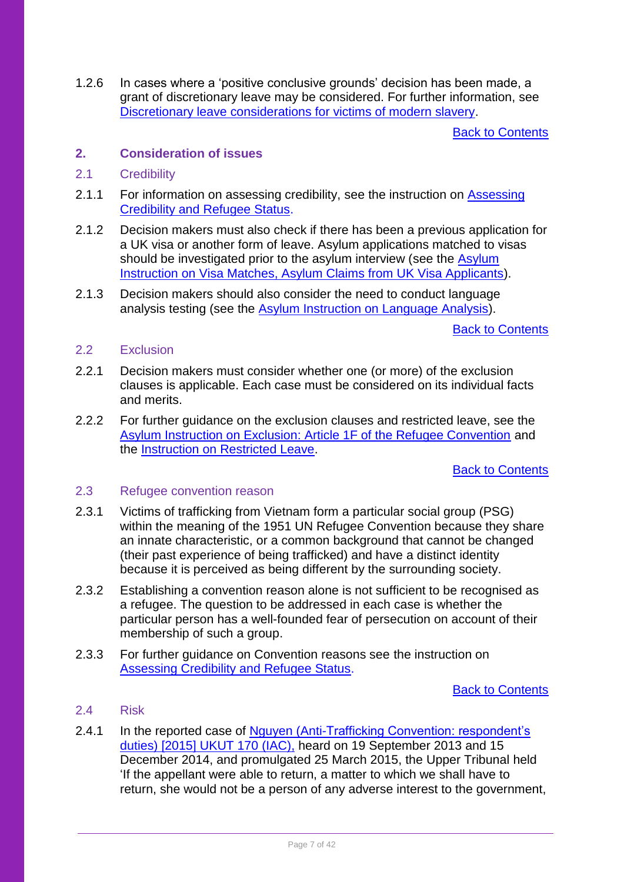1.2.6 In cases where a 'positive conclusive grounds' decision has been made, a grant of discretionary leave may be considered. For further information, see Discretionary leave considerations for victims of modern slavery.

Back to Contents

## 2. Consideration of issues

### 2.1 Credibility

2.1.1 For information on assessing credibility, see the instruction on Assessing Credibility and Refugee Status.

2.1.2 Decision makers must also check if there has been a previous application for a UK visa or another form of leave. Asylum applications matched to visas should be investigated prior to the asylum interview (see the Asylum Instruction on Visa Matches, Asylum Claims from UK Visa Applicants).

2.1.3 Decision makers should also consider the need to conduct language analysis testing (see the Asylum Instruction on Language Analysis).

Back to Contents

### 2.2 Exclusion

2.2.1 Decision makers must consider whether one (or more) of the exclusion clauses is applicable. Each case must be considered on its individual facts and merits.

2.2.2 For further guidance on the exclusion clauses and restricted leave, see the Asylum Instruction on Exclusion: Article 1F of the Refugee Convention and the Instruction on Restricted Leave.

Back to Contents

### 2.3 Refugee convention reason

2.3.1 Victims of trafficking from Vietnam form a particular social group (PSG) within the meaning of the 1951 UN Refugee Convention because they share an innate characteristic, or a common background that cannot be changed (their past experience of being trafficked) and have a distinct identity because it is perceived as being different by the surrounding society.

2.3.2 Establishing a convention reason alone is not sufficient to be recognised as a refugee. The question to be addressed in each case is whether the particular person has a well-founded fear of persecution on account of their membership of such a group.

2.3.3 For further guidance on Convention reasons see the instruction on Assessing Credibility and Refugee Status.

Back to Contents

### 2.4 Risk

2.4.1 In the reported case of Nguyen (Anti-Trafficking Convention: respondent's duties) [2015] UKUT 170 (IAC), heard on 19 September 2013 and 15 December 2014, and promulgated 25 March 2015, the Upper Tribunal held 'If the appellant were able to return, a matter to which we shall have to return, she would not be a person of any adverse interest to the government,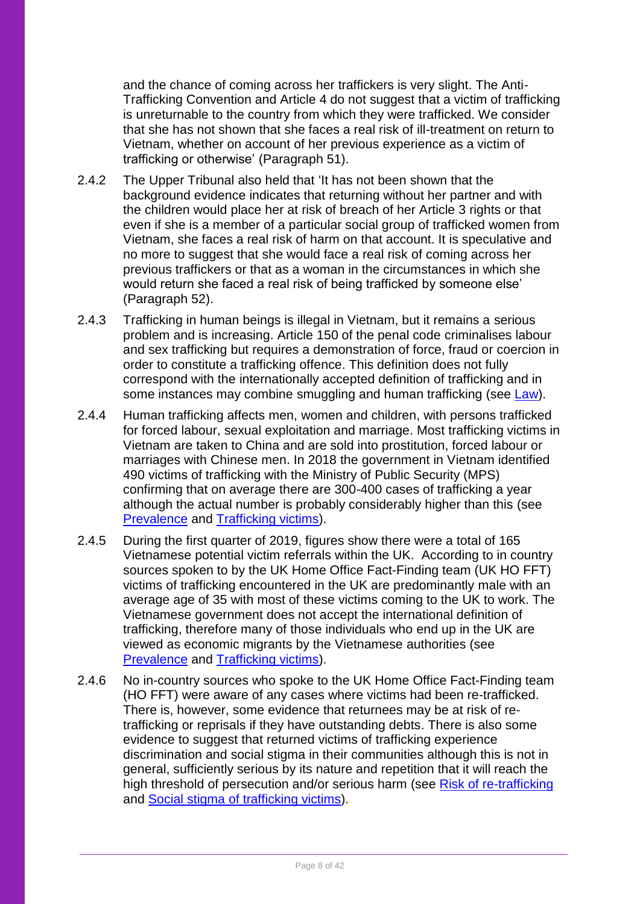and the chance of coming across her traffickers is very slight. The Anti-Trafficking Convention and Article 4 do not suggest that a victim of trafficking is unreturnable to the country from which they were trafficked. We consider that she has not shown that she faces a real risk of ill-treatment on return to Vietnam, whether on account of her previous experience as a victim of trafficking or otherwise' (Paragraph 51).

2.4.2 The Upper Tribunal also held that 'It has not been shown that the background evidence indicates that returning without her partner and with the children would place her at risk of breach of her Article 3 rights or that even if she is a member of a particular social group of trafficked women from Vietnam, she faces a real risk of harm on that account. It is speculative and no more to suggest that she would face a real risk of coming across her previous traffickers or that as a woman in the circumstances in which she would return she faced a real risk of being trafficked by someone else' (Paragraph 52).

2.4.3 Trafficking in human beings is illegal in Vietnam, but it remains a serious problem and is increasing. Article 150 of the penal code criminalises labour and sex trafficking but requires a demonstration of force, fraud or coercion in order to constitute a trafficking offence. This definition does not fully correspond with the internationally accepted definition of trafficking and in some instances may combine smuggling and human trafficking (see Law).

2.4.4 Human trafficking affects men, women and children, with persons trafficked for forced labour, sexual exploitation and marriage. Most trafficking victims in Vietnam are taken to China and are sold into prostitution, forced labour or marriages with Chinese men. In 2018 the government in Vietnam identified 490 victims of trafficking with the Ministry of Public Security (MPS) confirming that on average there are 300-400 cases of trafficking a year although the actual number is probably considerably higher than this (see Prevalence and Trafficking victims).

2.4.5 During the first quarter of 2019, figures show there were a total of 165 Vietnamese potential victim referrals within the UK. According to in country sources spoken to by the UK Home Office Fact-Finding team (UK HO FFT) victims of trafficking encountered in the UK are predominantly male with an average age of 35 with most of these victims coming to the UK to work. The Vietnamese government does not accept the international definition of trafficking, therefore many of those individuals who end up in the UK are viewed as economic migrants by the Vietnamese authorities (see Prevalence and Trafficking victims).

2.4.6 No in-country sources who spoke to the UK Home Office Fact-Finding team (HO FFT) were aware of any cases where victims had been re-trafficked. There is, however, some evidence that returnees may be at risk of re-trafficking or reprisals if they have outstanding debts. There is also some evidence to suggest that returned victims of trafficking experience discrimination and social stigma in their communities although this is not in general, sufficiently serious by its nature and repetition that it will reach the high threshold of persecution and/or serious harm (see Risk of re-trafficking and Social stigma of trafficking victims).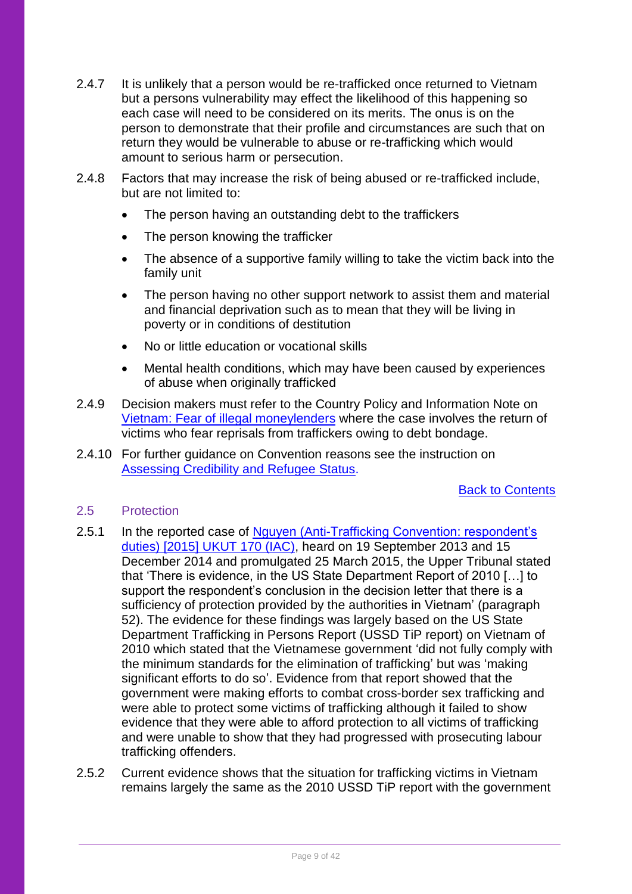2.4.7 It is unlikely that a person would be re-trafficked once returned to Vietnam but a persons vulnerability may effect the likelihood of this happening so each case will need to be considered on its merits. The onus is on the person to demonstrate that their profile and circumstances are such that on return they would be vulnerable to abuse or re-trafficking which would amount to serious harm or persecution.

2.4.8 Factors that may increase the risk of being abused or re-trafficked include, but are not limited to:

- The person having an outstanding debt to the traffickers
- The person knowing the trafficker
- The absence of a supportive family willing to take the victim back into the family unit
- The person having no other support network to assist them and material and financial deprivation such as to mean that they will be living in poverty or in conditions of destitution
- No or little education or vocational skills
- Mental health conditions, which may have been caused by experiences of abuse when originally trafficked

2.4.9 Decision makers must refer to the Country Policy and Information Note on [Vietnam: Fear of illegal moneylenders](#) where the case involves the return of victims who fear reprisals from traffickers owing to debt bondage.

2.4.10 For further guidance on Convention reasons see the instruction on [Assessing Credibility and Refugee Status](#).

[Back to Contents](#)

### 2.5 Protection

2.5.1 In the reported case of [Nguyen (Anti-Trafficking Convention: respondent's duties) [2015] UKUT 170 (IAC)](#), heard on 19 September 2013 and 15 December 2014 and promulgated 25 March 2015, the Upper Tribunal stated that 'There is evidence, in the US State Department Report of 2010 […] to support the respondent's conclusion in the decision letter that there is a sufficiency of protection provided by the authorities in Vietnam' (paragraph 52). The evidence for these findings was largely based on the US State Department Trafficking in Persons Report (USSD TiP report) on Vietnam of 2010 which stated that the Vietnamese government 'did not fully comply with the minimum standards for the elimination of trafficking' but was 'making significant efforts to do so'. Evidence from that report showed that the government were making efforts to combat cross-border sex trafficking and were able to protect some victims of trafficking although it failed to show evidence that they were able to afford protection to all victims of trafficking and were unable to show that they had progressed with prosecuting labour trafficking offenders.

2.5.2 Current evidence shows that the situation for trafficking victims in Vietnam remains largely the same as the 2010 USSD TiP report with the government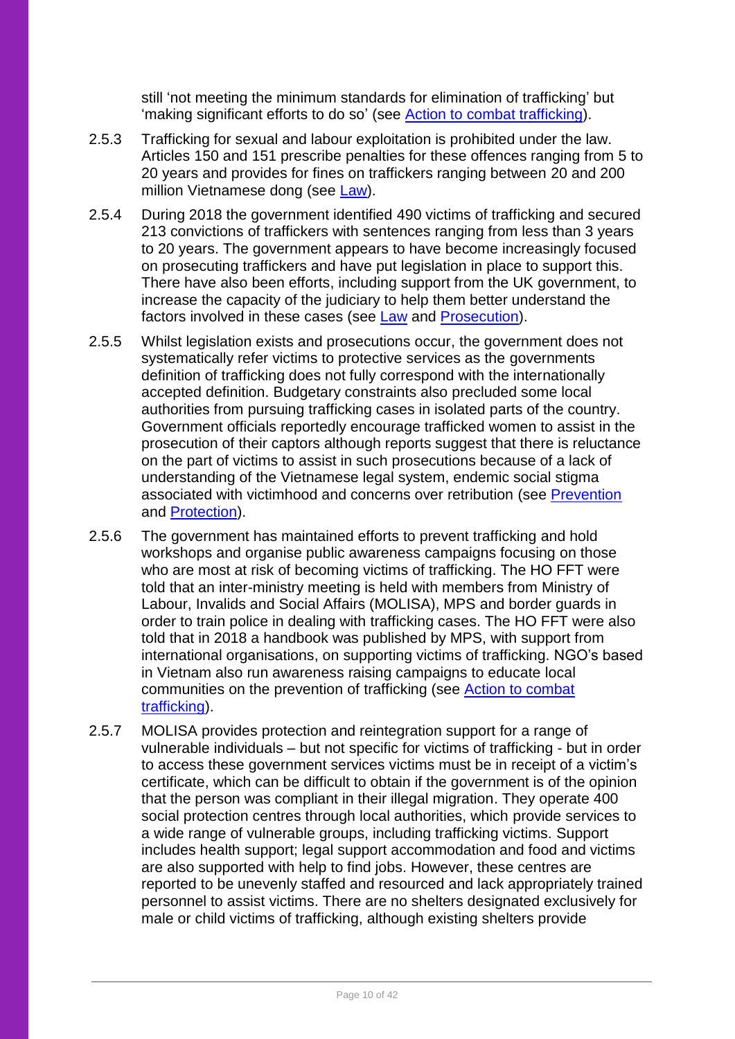still 'not meeting the minimum standards for elimination of trafficking' but 'making significant efforts to do so' (see [Action to combat trafficking]).

2.5.3 Trafficking for sexual and labour exploitation is prohibited under the law. Articles 150 and 151 prescribe penalties for these offences ranging from 5 to 20 years and provides for fines on traffickers ranging between 20 and 200 million Vietnamese dong (see [Law]).

2.5.4 During 2018 the government identified 490 victims of trafficking and secured 213 convictions of traffickers with sentences ranging from less than 3 years to 20 years. The government appears to have become increasingly focused on prosecuting traffickers and have put legislation in place to support this. There have also been efforts, including support from the UK government, to increase the capacity of the judiciary to help them better understand the factors involved in these cases (see [Law] and [Prosecution]).

2.5.5 Whilst legislation exists and prosecutions occur, the government does not systematically refer victims to protective services as the governments definition of trafficking does not fully correspond with the internationally accepted definition. Budgetary constraints also precluded some local authorities from pursuing trafficking cases in isolated parts of the country. Government officials reportedly encourage trafficked women to assist in the prosecution of their captors although reports suggest that there is reluctance on the part of victims to assist in such prosecutions because of a lack of understanding of the Vietnamese legal system, endemic social stigma associated with victimhood and concerns over retribution (see [Prevention] and [Protection]).

2.5.6 The government has maintained efforts to prevent trafficking and hold workshops and organise public awareness campaigns focusing on those who are most at risk of becoming victims of trafficking. The HO FFT were told that an inter-ministry meeting is held with members from Ministry of Labour, Invalids and Social Affairs (MOLISA), MPS and border guards in order to train police in dealing with trafficking cases. The HO FFT were also told that in 2018 a handbook was published by MPS, with support from international organisations, on supporting victims of trafficking. NGO's based in Vietnam also run awareness raising campaigns to educate local communities on the prevention of trafficking (see [Action to combat trafficking]).

2.5.7 MOLISA provides protection and reintegration support for a range of vulnerable individuals – but not specific for victims of trafficking - but in order to access these government services victims must be in receipt of a victim's certificate, which can be difficult to obtain if the government is of the opinion that the person was compliant in their illegal migration. They operate 400 social protection centres through local authorities, which provide services to a wide range of vulnerable groups, including trafficking victims. Support includes health support; legal support accommodation and food and victims are also supported with help to find jobs. However, these centres are reported to be unevenly staffed and resourced and lack appropriately trained personnel to assist victims. There are no shelters designated exclusively for male or child victims of trafficking, although existing shelters provide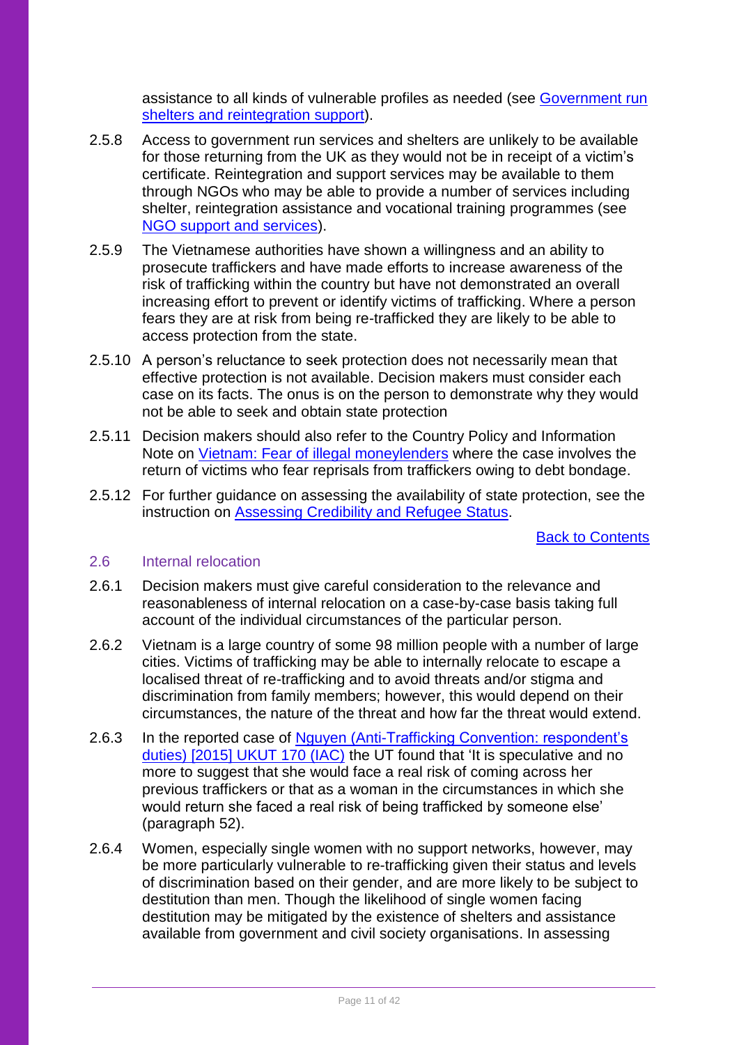assistance to all kinds of vulnerable profiles as needed (see [Government run shelters and reintegration support]).

2.5.8 Access to government run services and shelters are unlikely to be available for those returning from the UK as they would not be in receipt of a victim's certificate. Reintegration and support services may be available to them through NGOs who may be able to provide a number of services including shelter, reintegration assistance and vocational training programmes (see [NGO support and services]).

2.5.9 The Vietnamese authorities have shown a willingness and an ability to prosecute traffickers and have made efforts to increase awareness of the risk of trafficking within the country but have not demonstrated an overall increasing effort to prevent or identify victims of trafficking. Where a person fears they are at risk from being re-trafficked they are likely to be able to access protection from the state.

2.5.10 A person's reluctance to seek protection does not necessarily mean that effective protection is not available. Decision makers must consider each case on its facts. The onus is on the person to demonstrate why they would not be able to seek and obtain state protection

2.5.11 Decision makers should also refer to the Country Policy and Information Note on [Vietnam: Fear of illegal moneylenders] where the case involves the return of victims who fear reprisals from traffickers owing to debt bondage.

2.5.12 For further guidance on assessing the availability of state protection, see the instruction on [Assessing Credibility and Refugee Status].

[Back to Contents]

## 2.6 Internal relocation

2.6.1 Decision makers must give careful consideration to the relevance and reasonableness of internal relocation on a case-by-case basis taking full account of the individual circumstances of the particular person.

2.6.2 Vietnam is a large country of some 98 million people with a number of large cities. Victims of trafficking may be able to internally relocate to escape a localised threat of re-trafficking and to avoid threats and/or stigma and discrimination from family members; however, this would depend on their circumstances, the nature of the threat and how far the threat would extend.

2.6.3 In the reported case of [Nguyen (Anti-Trafficking Convention: respondent's duties) [2015] UKUT 170 (IAC)] the UT found that 'It is speculative and no more to suggest that she would face a real risk of coming across her previous traffickers or that as a woman in the circumstances in which she would return she faced a real risk of being trafficked by someone else' (paragraph 52).

2.6.4 Women, especially single women with no support networks, however, may be more particularly vulnerable to re-trafficking given their status and levels of discrimination based on their gender, and are more likely to be subject to destitution than men. Though the likelihood of single women facing destitution may be mitigated by the existence of shelters and assistance available from government and civil society organisations. In assessing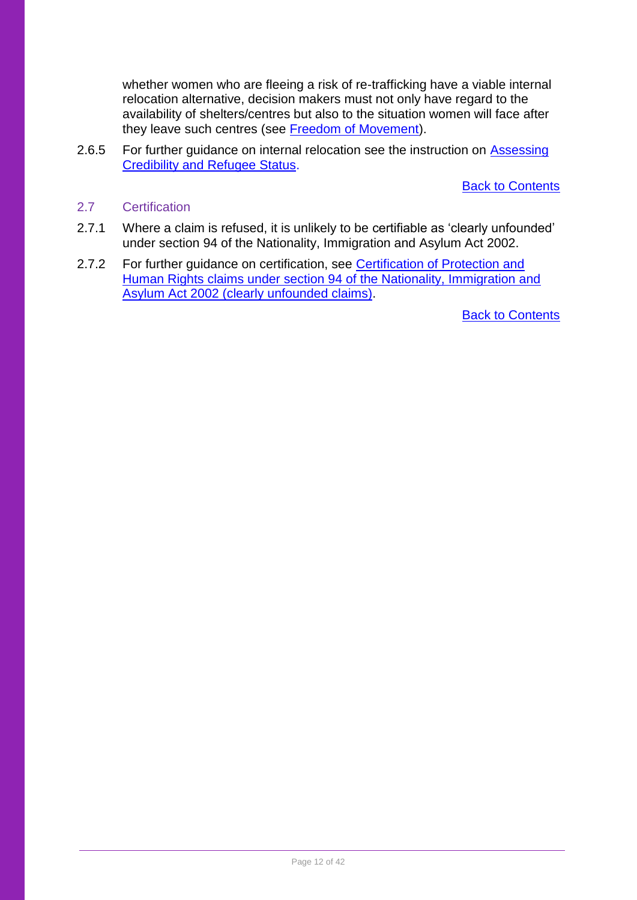whether women who are fleeing a risk of re-trafficking have a viable internal relocation alternative, decision makers must not only have regard to the availability of shelters/centres but also to the situation women will face after they leave such centres (see [Freedom of Movement]).

2.6.5 For further guidance on internal relocation see the instruction on [Assessing Credibility and Refugee Status].

[Back to Contents]

### 2.7 Certification

2.7.1 Where a claim is refused, it is unlikely to be certifiable as 'clearly unfounded' under section 94 of the Nationality, Immigration and Asylum Act 2002.

2.7.2 For further guidance on certification, see [Certification of Protection and Human Rights claims under section 94 of the Nationality, Immigration and Asylum Act 2002 (clearly unfounded claims)].

[Back to Contents]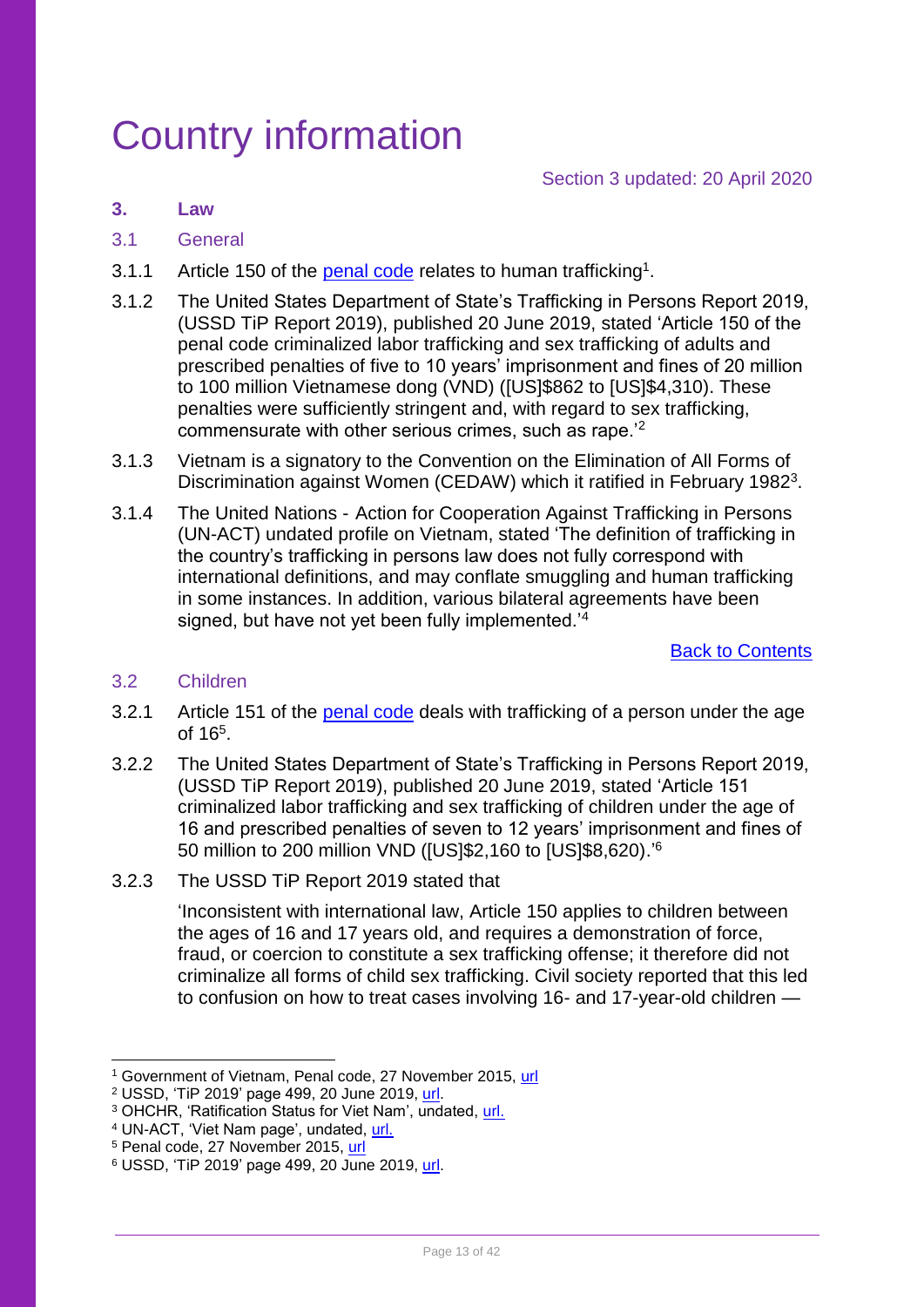# Country information

Section 3 updated: 20 April 2020

## 3. Law

### 3.1 General

3.1.1 Article 150 of the [penal code](#) relates to human trafficking[1].

3.1.2 The United States Department of State's Trafficking in Persons Report 2019, (USSD TiP Report 2019), published 20 June 2019, stated 'Article 150 of the penal code criminalized labor trafficking and sex trafficking of adults and prescribed penalties of five to 10 years' imprisonment and fines of 20 million to 100 million Vietnamese dong (VND) ([US]$862 to [US]$4,310). These penalties were sufficiently stringent and, with regard to sex trafficking, commensurate with other serious crimes, such as rape.'[2]

3.1.3 Vietnam is a signatory to the Convention on the Elimination of All Forms of Discrimination against Women (CEDAW) which it ratified in February 1982[3].

3.1.4 The United Nations - Action for Cooperation Against Trafficking in Persons (UN-ACT) undated profile on Vietnam, stated 'The definition of trafficking in the country's trafficking in persons law does not fully correspond with international definitions, and may conflate smuggling and human trafficking in some instances. In addition, various bilateral agreements have been signed, but have not yet been fully implemented.'[4]

[Back to Contents](#)

### 3.2 Children

3.2.1 Article 151 of the [penal code](#) deals with trafficking of a person under the age of 16[5].

3.2.2 The United States Department of State's Trafficking in Persons Report 2019, (USSD TiP Report 2019), published 20 June 2019, stated 'Article 151 criminalized labor trafficking and sex trafficking of children under the age of 16 and prescribed penalties of seven to 12 years' imprisonment and fines of 50 million to 200 million VND ([US]$2,160 to [US]$8,620).'[6]

3.2.3 The USSD TiP Report 2019 stated that

'Inconsistent with international law, Article 150 applies to children between the ages of 16 and 17 years old, and requires a demonstration of force, fraud, or coercion to constitute a sex trafficking offense; it therefore did not criminalize all forms of child sex trafficking. Civil society reported that this led to confusion on how to treat cases involving 16- and 17-year-old children —

---

[1] Government of Vietnam, Penal code, 27 November 2015, [url](#)
[2] USSD, 'TiP 2019' page 499, 20 June 2019, [url](#).
[3] OHCHR, 'Ratification Status for Viet Nam', undated, [url.](#)
[4] UN-ACT, 'Viet Nam page', undated, [url.](#)
[5] Penal code, 27 November 2015, [url](#)
[6] USSD, 'TiP 2019' page 499, 20 June 2019, [url](#).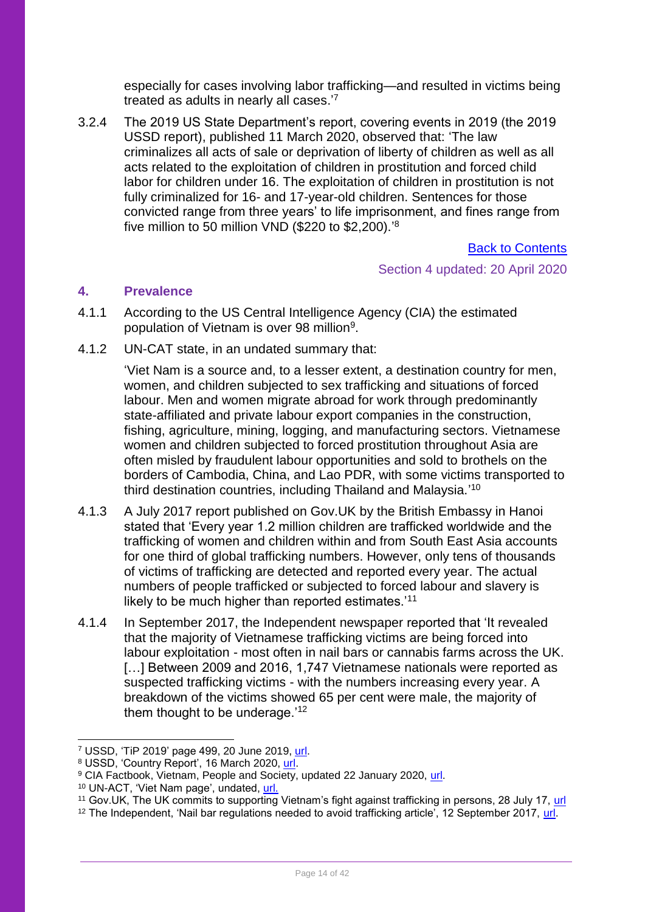especially for cases involving labor trafficking—and resulted in victims being treated as adults in nearly all cases.'[7]

3.2.4 The 2019 US State Department's report, covering events in 2019 (the 2019 USSD report), published 11 March 2020, observed that: 'The law criminalizes all acts of sale or deprivation of liberty of children as well as all acts related to the exploitation of children in prostitution and forced child labor for children under 16. The exploitation of children in prostitution is not fully criminalized for 16- and 17-year-old children. Sentences for those convicted range from three years' to life imprisonment, and fines range from five million to 50 million VND ($220 to $2,200).'[8]

[Back to Contents](#)

Section 4 updated: 20 April 2020

## 4. Prevalence

4.1.1 According to the US Central Intelligence Agency (CIA) the estimated population of Vietnam is over 98 million[9].

4.1.2 UN-CAT state, in an undated summary that:

> 'Viet Nam is a source and, to a lesser extent, a destination country for men, women, and children subjected to sex trafficking and situations of forced labour. Men and women migrate abroad for work through predominantly state-affiliated and private labour export companies in the construction, fishing, agriculture, mining, logging, and manufacturing sectors. Vietnamese women and children subjected to forced prostitution throughout Asia are often misled by fraudulent labour opportunities and sold to brothels on the borders of Cambodia, China, and Lao PDR, with some victims transported to third destination countries, including Thailand and Malaysia.'[10]

4.1.3 A July 2017 report published on Gov.UK by the British Embassy in Hanoi stated that 'Every year 1.2 million children are trafficked worldwide and the trafficking of women and children within and from South East Asia accounts for one third of global trafficking numbers. However, only tens of thousands of victims of trafficking are detected and reported every year. The actual numbers of people trafficked or subjected to forced labour and slavery is likely to be much higher than reported estimates.'[11]

4.1.4 In September 2017, the Independent newspaper reported that 'It revealed that the majority of Vietnamese trafficking victims are being forced into labour exploitation - most often in nail bars or cannabis farms across the UK. […] Between 2009 and 2016, 1,747 Vietnamese nationals were reported as suspected trafficking victims - with the numbers increasing every year. A breakdown of the victims showed 65 per cent were male, the majority of them thought to be underage.'[12]

---

[7] USSD, 'TiP 2019' page 499, 20 June 2019, [url](#).

[8] USSD, 'Country Report', 16 March 2020, [url](#).

[9] CIA Factbook, Vietnam, People and Society, updated 22 January 2020, [url](#).

[10] UN-ACT, 'Viet Nam page', undated, [url.](#)

[11] Gov.UK, The UK commits to supporting Vietnam's fight against trafficking in persons, 28 July 17, [url](#)

[12] The Independent, 'Nail bar regulations needed to avoid trafficking article', 12 September 2017, [url](#).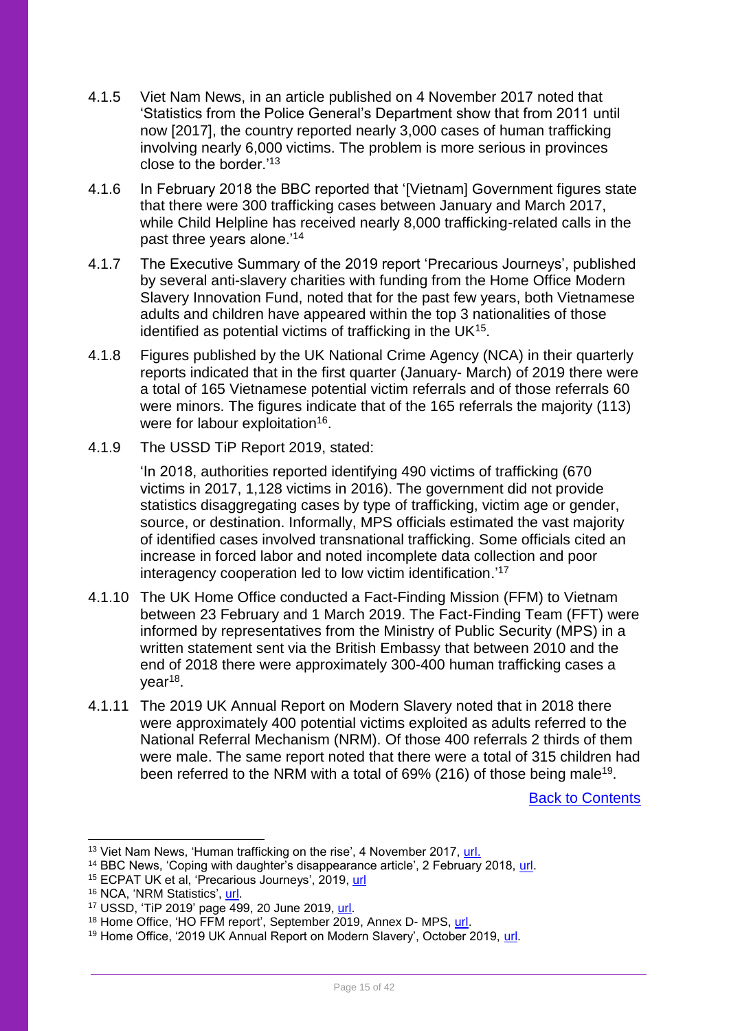4.1.5 Viet Nam News, in an article published on 4 November 2017 noted that 'Statistics from the Police General's Department show that from 2011 until now [2017], the country reported nearly 3,000 cases of human trafficking involving nearly 6,000 victims. The problem is more serious in provinces close to the border.'[13]

4.1.6 In February 2018 the BBC reported that '[Vietnam] Government figures state that there were 300 trafficking cases between January and March 2017, while Child Helpline has received nearly 8,000 trafficking-related calls in the past three years alone.'[14]

4.1.7 The Executive Summary of the 2019 report 'Precarious Journeys', published by several anti-slavery charities with funding from the Home Office Modern Slavery Innovation Fund, noted that for the past few years, both Vietnamese adults and children have appeared within the top 3 nationalities of those identified as potential victims of trafficking in the UK[15].

4.1.8 Figures published by the UK National Crime Agency (NCA) in their quarterly reports indicated that in the first quarter (January- March) of 2019 there were a total of 165 Vietnamese potential victim referrals and of those referrals 60 were minors. The figures indicate that of the 165 referrals the majority (113) were for labour exploitation[16].

4.1.9 The USSD TiP Report 2019, stated:

'In 2018, authorities reported identifying 490 victims of trafficking (670 victims in 2017, 1,128 victims in 2016). The government did not provide statistics disaggregating cases by type of trafficking, victim age or gender, source, or destination. Informally, MPS officials estimated the vast majority of identified cases involved transnational trafficking. Some officials cited an increase in forced labor and noted incomplete data collection and poor interagency cooperation led to low victim identification.'[17]

4.1.10 The UK Home Office conducted a Fact-Finding Mission (FFM) to Vietnam between 23 February and 1 March 2019. The Fact-Finding Team (FFT) were informed by representatives from the Ministry of Public Security (MPS) in a written statement sent via the British Embassy that between 2010 and the end of 2018 there were approximately 300-400 human trafficking cases a year[18].

4.1.11 The 2019 UK Annual Report on Modern Slavery noted that in 2018 there were approximately 400 potential victims exploited as adults referred to the National Referral Mechanism (NRM). Of those 400 referrals 2 thirds of them were male. The same report noted that there were a total of 315 children had been referred to the NRM with a total of 69% (216) of those being male[19].

Back to Contents

---

[13] Viet Nam News, 'Human trafficking on the rise', 4 November 2017, url.
[14] BBC News, 'Coping with daughter's disappearance article', 2 February 2018, url.
[15] ECPAT UK et al, 'Precarious Journeys', 2019, url
[16] NCA, 'NRM Statistics', url.
[17] USSD, 'TiP 2019' page 499, 20 June 2019, url.
[18] Home Office, 'HO FFM report', September 2019, Annex D- MPS, url.
[19] Home Office, '2019 UK Annual Report on Modern Slavery', October 2019, url.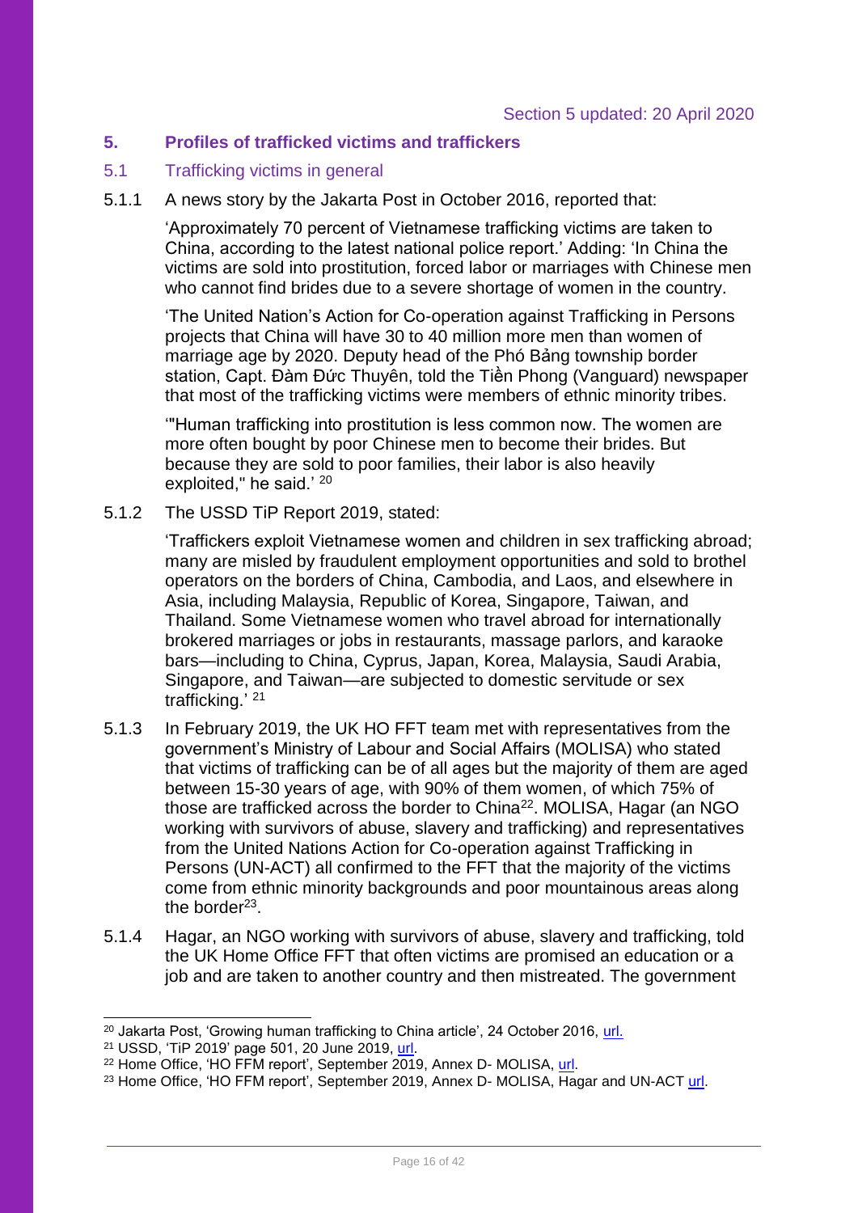Section 5 updated: 20 April 2020

## 5. Profiles of trafficked victims and traffickers

### 5.1 Trafficking victims in general

5.1.1 A news story by the Jakarta Post in October 2016, reported that:

'Approximately 70 percent of Vietnamese trafficking victims are taken to China, according to the latest national police report.' Adding: 'In China the victims are sold into prostitution, forced labor or marriages with Chinese men who cannot find brides due to a severe shortage of women in the country.

'The United Nation's Action for Co-operation against Trafficking in Persons projects that China will have 30 to 40 million more men than women of marriage age by 2020. Deputy head of the Phó Bảng township border station, Capt. Đàm Đức Thuyên, told the Tiền Phong (Vanguard) newspaper that most of the trafficking victims were members of ethnic minority tribes.

'"Human trafficking into prostitution is less common now. The women are more often bought by poor Chinese men to become their brides. But because they are sold to poor families, their labor is also heavily exploited," he said.' [20]

5.1.2 The USSD TiP Report 2019, stated:

'Traffickers exploit Vietnamese women and children in sex trafficking abroad; many are misled by fraudulent employment opportunities and sold to brothel operators on the borders of China, Cambodia, and Laos, and elsewhere in Asia, including Malaysia, Republic of Korea, Singapore, Taiwan, and Thailand. Some Vietnamese women who travel abroad for internationally brokered marriages or jobs in restaurants, massage parlors, and karaoke bars—including to China, Cyprus, Japan, Korea, Malaysia, Saudi Arabia, Singapore, and Taiwan—are subjected to domestic servitude or sex trafficking.' [21]

5.1.3 In February 2019, the UK HO FFT team met with representatives from the government's Ministry of Labour and Social Affairs (MOLISA) who stated that victims of trafficking can be of all ages but the majority of them are aged between 15-30 years of age, with 90% of them women, of which 75% of those are trafficked across the border to China[22]. MOLISA, Hagar (an NGO working with survivors of abuse, slavery and trafficking) and representatives from the United Nations Action for Co-operation against Trafficking in Persons (UN-ACT) all confirmed to the FFT that the majority of the victims come from ethnic minority backgrounds and poor mountainous areas along the border[23].

5.1.4 Hagar, an NGO working with survivors of abuse, slavery and trafficking, told the UK Home Office FFT that often victims are promised an education or a job and are taken to another country and then mistreated. The government

---

[20] Jakarta Post, 'Growing human trafficking to China article', 24 October 2016, url.

[21] USSD, 'TiP 2019' page 501, 20 June 2019, url.

[22] Home Office, 'HO FFM report', September 2019, Annex D- MOLISA, url.

[23] Home Office, 'HO FFM report', September 2019, Annex D- MOLISA, Hagar and UN-ACT url.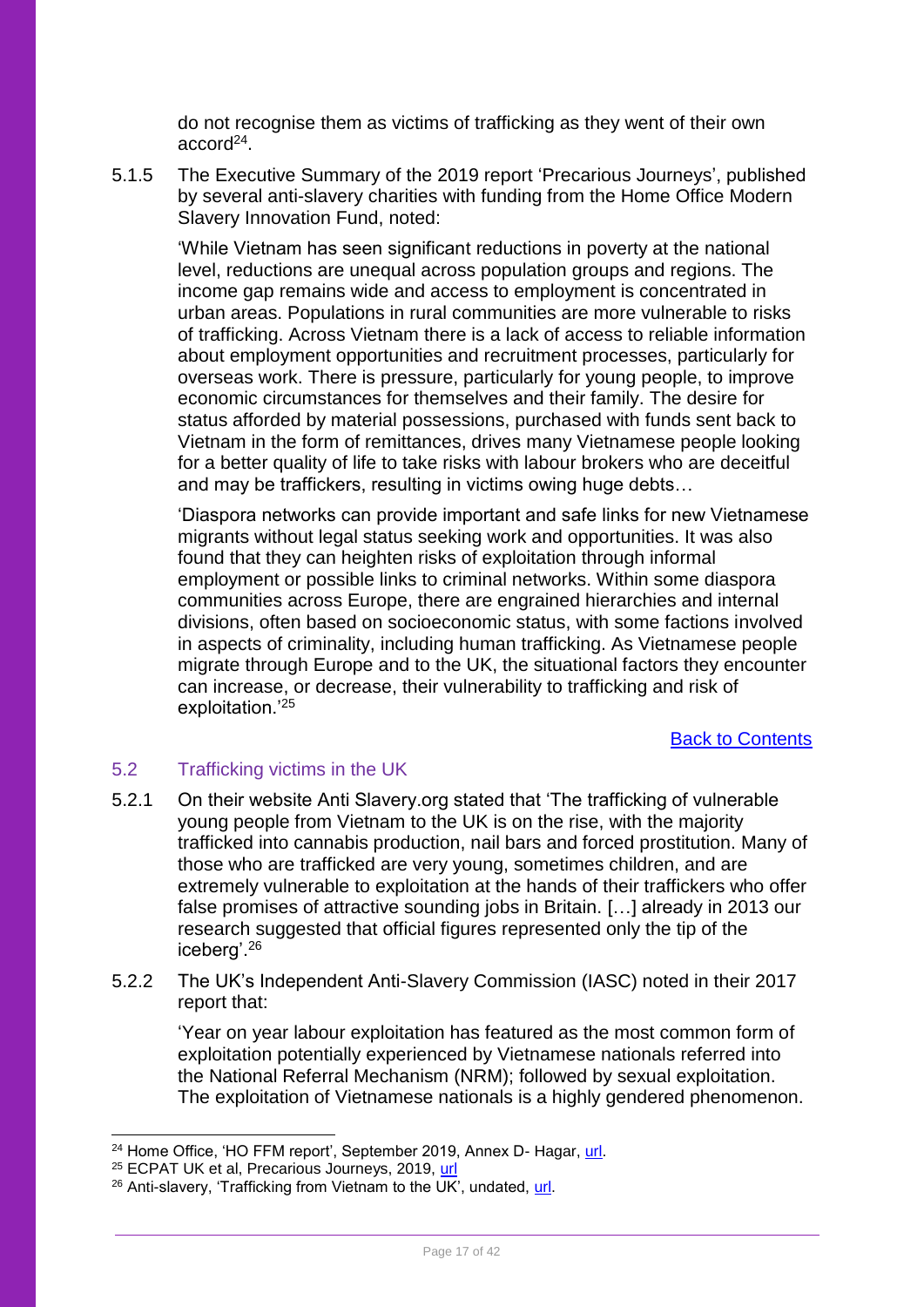do not recognise them as victims of trafficking as they went of their own accord[24].

5.1.5 The Executive Summary of the 2019 report 'Precarious Journeys', published by several anti-slavery charities with funding from the Home Office Modern Slavery Innovation Fund, noted:

> 'While Vietnam has seen significant reductions in poverty at the national level, reductions are unequal across population groups and regions. The income gap remains wide and access to employment is concentrated in urban areas. Populations in rural communities are more vulnerable to risks of trafficking. Across Vietnam there is a lack of access to reliable information about employment opportunities and recruitment processes, particularly for overseas work. There is pressure, particularly for young people, to improve economic circumstances for themselves and their family. The desire for status afforded by material possessions, purchased with funds sent back to Vietnam in the form of remittances, drives many Vietnamese people looking for a better quality of life to take risks with labour brokers who are deceitful and may be traffickers, resulting in victims owing huge debts…
>
> 'Diaspora networks can provide important and safe links for new Vietnamese migrants without legal status seeking work and opportunities. It was also found that they can heighten risks of exploitation through informal employment or possible links to criminal networks. Within some diaspora communities across Europe, there are engrained hierarchies and internal divisions, often based on socioeconomic status, with some factions involved in aspects of criminality, including human trafficking. As Vietnamese people migrate through Europe and to the UK, the situational factors they encounter can increase, or decrease, their vulnerability to trafficking and risk of exploitation.'[25]

Back to Contents

## 5.2 Trafficking victims in the UK

5.2.1 On their website Anti Slavery.org stated that 'The trafficking of vulnerable young people from Vietnam to the UK is on the rise, with the majority trafficked into cannabis production, nail bars and forced prostitution. Many of those who are trafficked are very young, sometimes children, and are extremely vulnerable to exploitation at the hands of their traffickers who offer false promises of attractive sounding jobs in Britain. […] already in 2013 our research suggested that official figures represented only the tip of the iceberg'.[26]

5.2.2 The UK's Independent Anti-Slavery Commission (IASC) noted in their 2017 report that:

> 'Year on year labour exploitation has featured as the most common form of exploitation potentially experienced by Vietnamese nationals referred into the National Referral Mechanism (NRM); followed by sexual exploitation. The exploitation of Vietnamese nationals is a highly gendered phenomenon.

---

[24] Home Office, 'HO FFM report', September 2019, Annex D- Hagar, url.

[25] ECPAT UK et al, Precarious Journeys, 2019, url

[26] Anti-slavery, 'Trafficking from Vietnam to the UK', undated, url.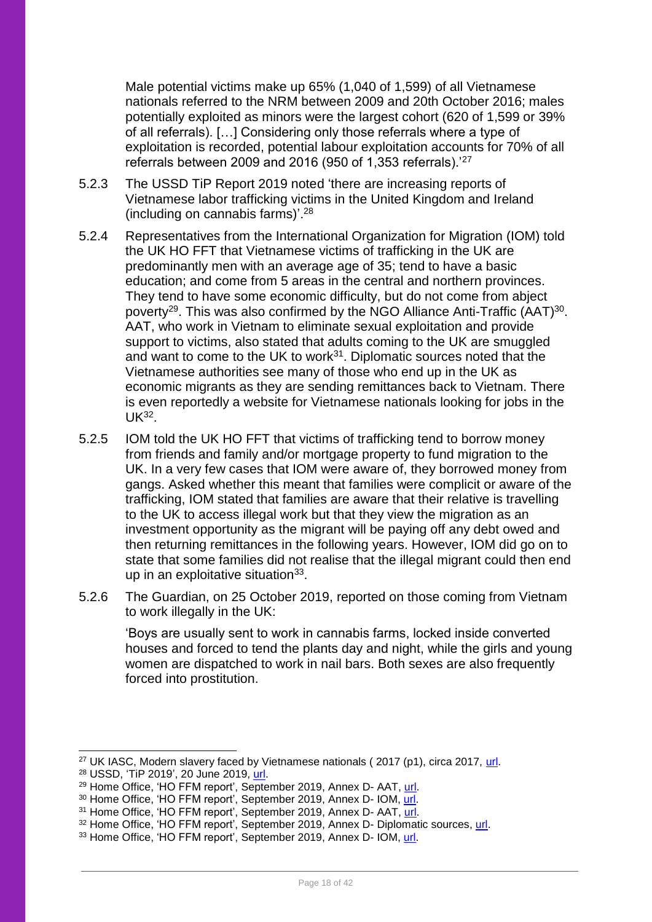> Male potential victims make up 65% (1,040 of 1,599) of all Vietnamese nationals referred to the NRM between 2009 and 20th October 2016; males potentially exploited as minors were the largest cohort (620 of 1,599 or 39% of all referrals). […] Considering only those referrals where a type of exploitation is recorded, potential labour exploitation accounts for 70% of all referrals between 2009 and 2016 (950 of 1,353 referrals).'[27]

5.2.3 The USSD TiP Report 2019 noted 'there are increasing reports of Vietnamese labor trafficking victims in the United Kingdom and Ireland (including on cannabis farms)'.[28]

5.2.4 Representatives from the International Organization for Migration (IOM) told the UK HO FFT that Vietnamese victims of trafficking in the UK are predominantly men with an average age of 35; tend to have a basic education; and come from 5 areas in the central and northern provinces. They tend to have some economic difficulty, but do not come from abject poverty[29]. This was also confirmed by the NGO Alliance Anti-Traffic (AAT)[30]. AAT, who work in Vietnam to eliminate sexual exploitation and provide support to victims, also stated that adults coming to the UK are smuggled and want to come to the UK to work[31]. Diplomatic sources noted that the Vietnamese authorities see many of those who end up in the UK as economic migrants as they are sending remittances back to Vietnam. There is even reportedly a website for Vietnamese nationals looking for jobs in the UK[32].

5.2.5 IOM told the UK HO FFT that victims of trafficking tend to borrow money from friends and family and/or mortgage property to fund migration to the UK. In a very few cases that IOM were aware of, they borrowed money from gangs. Asked whether this meant that families were complicit or aware of the trafficking, IOM stated that families are aware that their relative is travelling to the UK to access illegal work but that they view the migration as an investment opportunity as the migrant will be paying off any debt owed and then returning remittances in the following years. However, IOM did go on to state that some families did not realise that the illegal migrant could then end up in an exploitative situation[33].

5.2.6 The Guardian, on 25 October 2019, reported on those coming from Vietnam to work illegally in the UK:

> 'Boys are usually sent to work in cannabis farms, locked inside converted houses and forced to tend the plants day and night, while the girls and young women are dispatched to work in nail bars. Both sexes are also frequently forced into prostitution.

---

[27] UK IASC, Modern slavery faced by Vietnamese nationals ( 2017 (p1), circa 2017, url.
[28] USSD, 'TiP 2019', 20 June 2019, url.
[29] Home Office, 'HO FFM report', September 2019, Annex D- AAT, url.
[30] Home Office, 'HO FFM report', September 2019, Annex D- IOM, url.
[31] Home Office, 'HO FFM report', September 2019, Annex D- AAT, url.
[32] Home Office, 'HO FFM report', September 2019, Annex D- Diplomatic sources, url.
[33] Home Office, 'HO FFM report', September 2019, Annex D- IOM, url.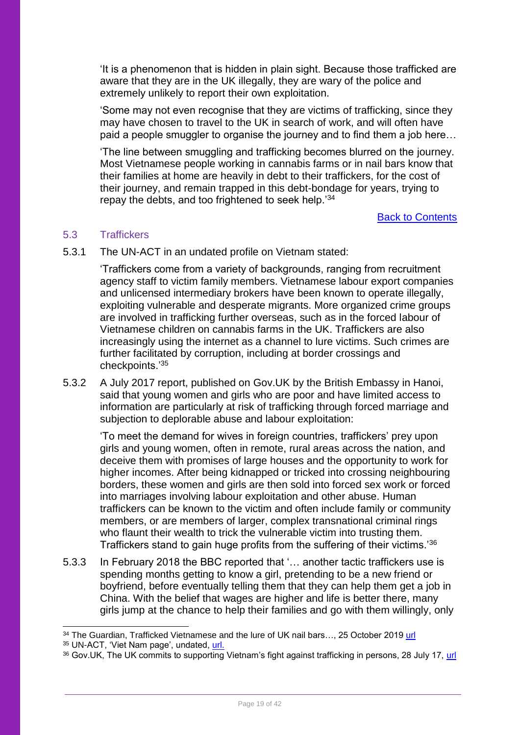'It is a phenomenon that is hidden in plain sight. Because those trafficked are aware that they are in the UK illegally, they are wary of the police and extremely unlikely to report their own exploitation.

'Some may not even recognise that they are victims of trafficking, since they may have chosen to travel to the UK in search of work, and will often have paid a people smuggler to organise the journey and to find them a job here…

'The line between smuggling and trafficking becomes blurred on the journey. Most Vietnamese people working in cannabis farms or in nail bars know that their families at home are heavily in debt to their traffickers, for the cost of their journey, and remain trapped in this debt-bondage for years, trying to repay the debts, and too frightened to seek help.'[34]

[Back to Contents]

## 5.3 Traffickers

5.3.1 The UN-ACT in an undated profile on Vietnam stated:

'Traffickers come from a variety of backgrounds, ranging from recruitment agency staff to victim family members. Vietnamese labour export companies and unlicensed intermediary brokers have been known to operate illegally, exploiting vulnerable and desperate migrants. More organized crime groups are involved in trafficking further overseas, such as in the forced labour of Vietnamese children on cannabis farms in the UK. Traffickers are also increasingly using the internet as a channel to lure victims. Such crimes are further facilitated by corruption, including at border crossings and checkpoints.'[35]

5.3.2 A July 2017 report, published on Gov.UK by the British Embassy in Hanoi, said that young women and girls who are poor and have limited access to information are particularly at risk of trafficking through forced marriage and subjection to deplorable abuse and labour exploitation:

'To meet the demand for wives in foreign countries, traffickers' prey upon girls and young women, often in remote, rural areas across the nation, and deceive them with promises of large houses and the opportunity to work for higher incomes. After being kidnapped or tricked into crossing neighbouring borders, these women and girls are then sold into forced sex work or forced into marriages involving labour exploitation and other abuse. Human traffickers can be known to the victim and often include family or community members, or are members of larger, complex transnational criminal rings who flaunt their wealth to trick the vulnerable victim into trusting them. Traffickers stand to gain huge profits from the suffering of their victims.'[36]

5.3.3 In February 2018 the BBC reported that '… another tactic traffickers use is spending months getting to know a girl, pretending to be a new friend or boyfriend, before eventually telling them that they can help them get a job in China. With the belief that wages are higher and life is better there, many girls jump at the chance to help their families and go with them willingly, only

---

[34] The Guardian, Trafficked Vietnamese and the lure of UK nail bars…, 25 October 2019 url

[35] UN-ACT, 'Viet Nam page', undated, url.

[36] Gov.UK, The UK commits to supporting Vietnam's fight against trafficking in persons, 28 July 17, url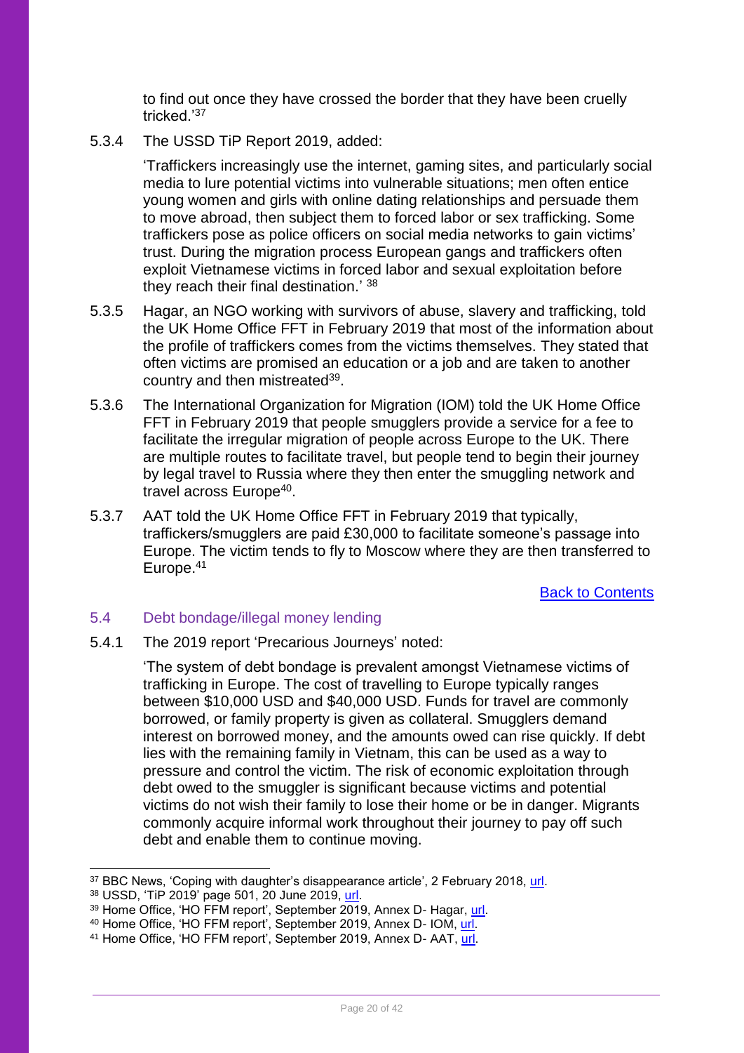to find out once they have crossed the border that they have been cruelly tricked.'[37]

5.3.4 The USSD TiP Report 2019, added:

> 'Traffickers increasingly use the internet, gaming sites, and particularly social media to lure potential victims into vulnerable situations; men often entice young women and girls with online dating relationships and persuade them to move abroad, then subject them to forced labor or sex trafficking. Some traffickers pose as police officers on social media networks to gain victims' trust. During the migration process European gangs and traffickers often exploit Vietnamese victims in forced labor and sexual exploitation before they reach their final destination.' [38]

5.3.5 Hagar, an NGO working with survivors of abuse, slavery and trafficking, told the UK Home Office FFT in February 2019 that most of the information about the profile of traffickers comes from the victims themselves. They stated that often victims are promised an education or a job and are taken to another country and then mistreated[39].

5.3.6 The International Organization for Migration (IOM) told the UK Home Office FFT in February 2019 that people smugglers provide a service for a fee to facilitate the irregular migration of people across Europe to the UK. There are multiple routes to facilitate travel, but people tend to begin their journey by legal travel to Russia where they then enter the smuggling network and travel across Europe[40].

5.3.7 AAT told the UK Home Office FFT in February 2019 that typically, traffickers/smugglers are paid £30,000 to facilitate someone's passage into Europe. The victim tends to fly to Moscow where they are then transferred to Europe.[41]

Back to Contents

## 5.4 Debt bondage/illegal money lending

5.4.1 The 2019 report 'Precarious Journeys' noted:

> 'The system of debt bondage is prevalent amongst Vietnamese victims of trafficking in Europe. The cost of travelling to Europe typically ranges between $10,000 USD and $40,000 USD. Funds for travel are commonly borrowed, or family property is given as collateral. Smugglers demand interest on borrowed money, and the amounts owed can rise quickly. If debt lies with the remaining family in Vietnam, this can be used as a way to pressure and control the victim. The risk of economic exploitation through debt owed to the smuggler is significant because victims and potential victims do not wish their family to lose their home or be in danger. Migrants commonly acquire informal work throughout their journey to pay off such debt and enable them to continue moving.

---

[37] BBC News, 'Coping with daughter's disappearance article', 2 February 2018, url.

[38] USSD, 'TiP 2019' page 501, 20 June 2019, url.

[39] Home Office, 'HO FFM report', September 2019, Annex D- Hagar, url.

[40] Home Office, 'HO FFM report', September 2019, Annex D- IOM, url.

[41] Home Office, 'HO FFM report', September 2019, Annex D- AAT, url.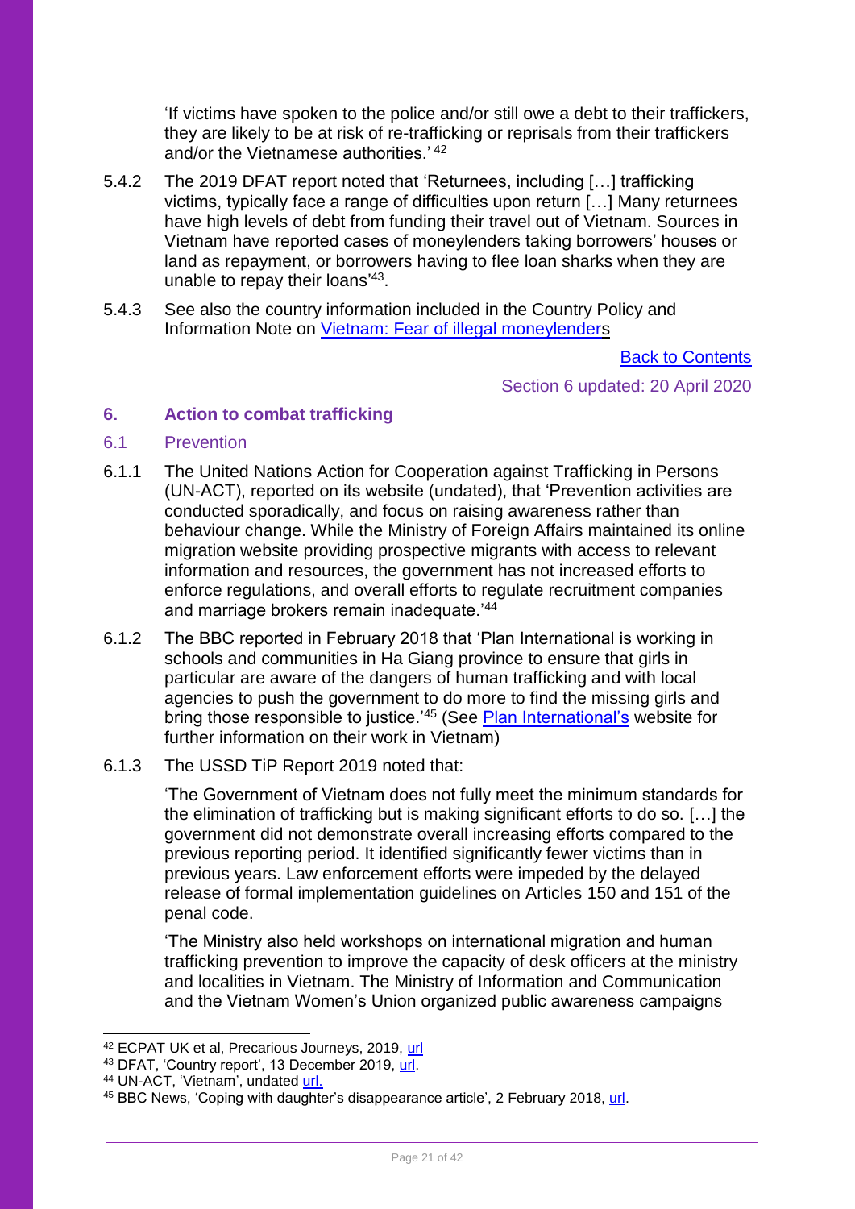'If victims have spoken to the police and/or still owe a debt to their traffickers, they are likely to be at risk of re-trafficking or reprisals from their traffickers and/or the Vietnamese authorities.' [42]

5.4.2 The 2019 DFAT report noted that 'Returnees, including […] trafficking victims, typically face a range of difficulties upon return […] Many returnees have high levels of debt from funding their travel out of Vietnam. Sources in Vietnam have reported cases of moneylenders taking borrowers' houses or land as repayment, or borrowers having to flee loan sharks when they are unable to repay their loans'[43].

5.4.3 See also the country information included in the Country Policy and Information Note on [Vietnam: Fear of illegal moneylenders](#)

[Back to Contents](#)

Section 6 updated: 20 April 2020

## 6. Action to combat trafficking

### 6.1 Prevention

6.1.1 The United Nations Action for Cooperation against Trafficking in Persons (UN-ACT), reported on its website (undated), that 'Prevention activities are conducted sporadically, and focus on raising awareness rather than behaviour change. While the Ministry of Foreign Affairs maintained its online migration website providing prospective migrants with access to relevant information and resources, the government has not increased efforts to enforce regulations, and overall efforts to regulate recruitment companies and marriage brokers remain inadequate.'[44]

6.1.2 The BBC reported in February 2018 that 'Plan International is working in schools and communities in Ha Giang province to ensure that girls in particular are aware of the dangers of human trafficking and with local agencies to push the government to do more to find the missing girls and bring those responsible to justice.'[45] (See [Plan International's](#) website for further information on their work in Vietnam)

6.1.3 The USSD TiP Report 2019 noted that:

'The Government of Vietnam does not fully meet the minimum standards for the elimination of trafficking but is making significant efforts to do so. […] the government did not demonstrate overall increasing efforts compared to the previous reporting period. It identified significantly fewer victims than in previous years. Law enforcement efforts were impeded by the delayed release of formal implementation guidelines on Articles 150 and 151 of the penal code.

'The Ministry also held workshops on international migration and human trafficking prevention to improve the capacity of desk officers at the ministry and localities in Vietnam. The Ministry of Information and Communication and the Vietnam Women's Union organized public awareness campaigns

---

[42] ECPAT UK et al, Precarious Journeys, 2019, [url](#)

[43] DFAT, 'Country report', 13 December 2019, [url](#).

[44] UN-ACT, 'Vietnam', undated [url.](#)

[45] BBC News, 'Coping with daughter's disappearance article', 2 February 2018, [url](#).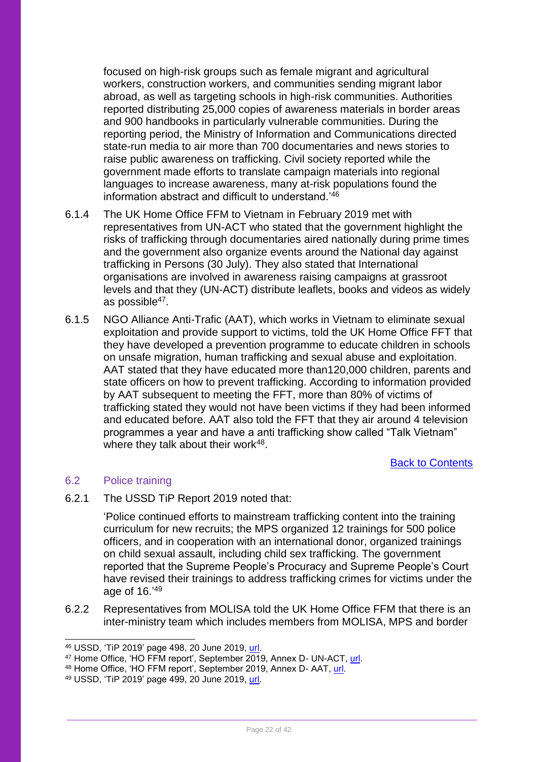focused on high-risk groups such as female migrant and agricultural workers, construction workers, and communities sending migrant labor abroad, as well as targeting schools in high-risk communities. Authorities reported distributing 25,000 copies of awareness materials in border areas and 900 handbooks in particularly vulnerable communities. During the reporting period, the Ministry of Information and Communications directed state-run media to air more than 700 documentaries and news stories to raise public awareness on trafficking. Civil society reported while the government made efforts to translate campaign materials into regional languages to increase awareness, many at-risk populations found the information abstract and difficult to understand.'[46]

6.1.4 The UK Home Office FFM to Vietnam in February 2019 met with representatives from UN-ACT who stated that the government highlight the risks of trafficking through documentaries aired nationally during prime times and the government also organize events around the National day against trafficking in Persons (30 July). They also stated that International organisations are involved in awareness raising campaigns at grassroot levels and that they (UN-ACT) distribute leaflets, books and videos as widely as possible[47].

6.1.5 NGO Alliance Anti-Trafic (AAT), which works in Vietnam to eliminate sexual exploitation and provide support to victims, told the UK Home Office FFT that they have developed a prevention programme to educate children in schools on unsafe migration, human trafficking and sexual abuse and exploitation. AAT stated that they have educated more than120,000 children, parents and state officers on how to prevent trafficking. According to information provided by AAT subsequent to meeting the FFT, more than 80% of victims of trafficking stated they would not have been victims if they had been informed and educated before. AAT also told the FFT that they air around 4 television programmes a year and have a anti trafficking show called "Talk Vietnam" where they talk about their work[48].

Back to Contents

## 6.2 Police training

6.2.1 The USSD TiP Report 2019 noted that:

'Police continued efforts to mainstream trafficking content into the training curriculum for new recruits; the MPS organized 12 trainings for 500 police officers, and in cooperation with an international donor, organized trainings on child sexual assault, including child sex trafficking. The government reported that the Supreme People's Procuracy and Supreme People's Court have revised their trainings to address trafficking crimes for victims under the age of 16.'[49]

6.2.2 Representatives from MOLISA told the UK Home Office FFM that there is an inter-ministry team which includes members from MOLISA, MPS and border

---

[46] USSD, 'TiP 2019' page 498, 20 June 2019, url.

[47] Home Office, 'HO FFM report', September 2019, Annex D- UN-ACT, url.

[48] Home Office, 'HO FFM report', September 2019, Annex D- AAT, url.

[49] USSD, 'TiP 2019' page 499, 20 June 2019, url.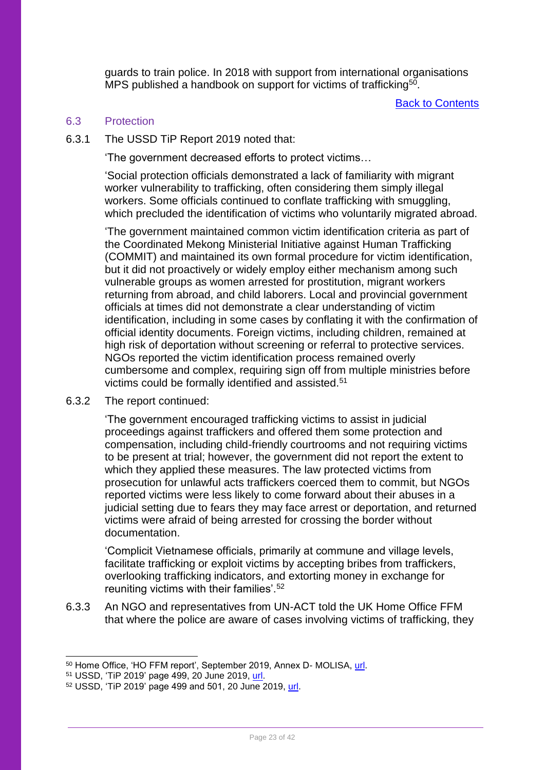guards to train police. In 2018 with support from international organisations MPS published a handbook on support for victims of trafficking[50].

[Back to Contents]

### 6.3 Protection

6.3.1 The USSD TiP Report 2019 noted that:

'The government decreased efforts to protect victims…

'Social protection officials demonstrated a lack of familiarity with migrant worker vulnerability to trafficking, often considering them simply illegal workers. Some officials continued to conflate trafficking with smuggling, which precluded the identification of victims who voluntarily migrated abroad.

'The government maintained common victim identification criteria as part of the Coordinated Mekong Ministerial Initiative against Human Trafficking (COMMIT) and maintained its own formal procedure for victim identification, but it did not proactively or widely employ either mechanism among such vulnerable groups as women arrested for prostitution, migrant workers returning from abroad, and child laborers. Local and provincial government officials at times did not demonstrate a clear understanding of victim identification, including in some cases by conflating it with the confirmation of official identity documents. Foreign victims, including children, remained at high risk of deportation without screening or referral to protective services. NGOs reported the victim identification process remained overly cumbersome and complex, requiring sign off from multiple ministries before victims could be formally identified and assisted.[51]

6.3.2 The report continued:

'The government encouraged trafficking victims to assist in judicial proceedings against traffickers and offered them some protection and compensation, including child-friendly courtrooms and not requiring victims to be present at trial; however, the government did not report the extent to which they applied these measures. The law protected victims from prosecution for unlawful acts traffickers coerced them to commit, but NGOs reported victims were less likely to come forward about their abuses in a judicial setting due to fears they may face arrest or deportation, and returned victims were afraid of being arrested for crossing the border without documentation.

'Complicit Vietnamese officials, primarily at commune and village levels, facilitate trafficking or exploit victims by accepting bribes from traffickers, overlooking trafficking indicators, and extorting money in exchange for reuniting victims with their families'.[52]

6.3.3 An NGO and representatives from UN-ACT told the UK Home Office FFM that where the police are aware of cases involving victims of trafficking, they

---

[50] Home Office, 'HO FFM report', September 2019, Annex D- MOLISA, url.

[51] USSD, 'TiP 2019' page 499, 20 June 2019, url.

[52] USSD, 'TiP 2019' page 499 and 501, 20 June 2019, url.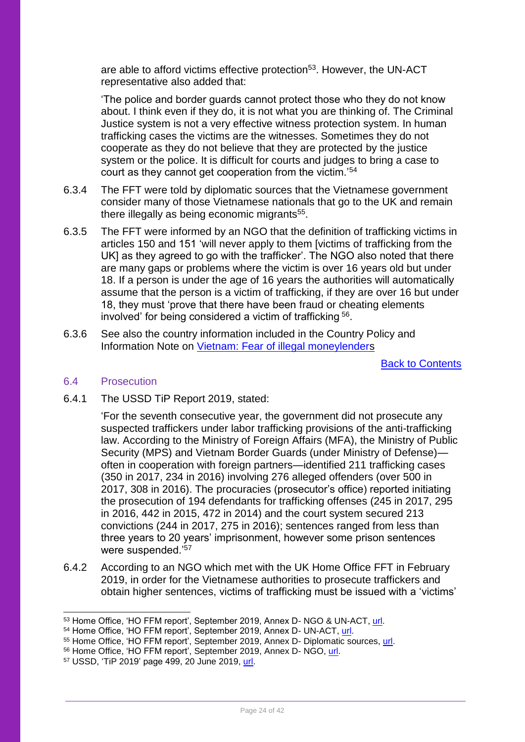are able to afford victims effective protection[53]. However, the UN-ACT representative also added that:

> 'The police and border guards cannot protect those who they do not know about. I think even if they do, it is not what you are thinking of. The Criminal Justice system is not a very effective witness protection system. In human trafficking cases the victims are the witnesses. Sometimes they do not cooperate as they do not believe that they are protected by the justice system or the police. It is difficult for courts and judges to bring a case to court as they cannot get cooperation from the victim.'[54]

6.3.4 The FFT were told by diplomatic sources that the Vietnamese government consider many of those Vietnamese nationals that go to the UK and remain there illegally as being economic migrants[55].

6.3.5 The FFT were informed by an NGO that the definition of trafficking victims in articles 150 and 151 'will never apply to them [victims of trafficking from the UK] as they agreed to go with the trafficker'. The NGO also noted that there are many gaps or problems where the victim is over 16 years old but under 18. If a person is under the age of 16 years the authorities will automatically assume that the person is a victim of trafficking, if they are over 16 but under 18, they must 'prove that there have been fraud or cheating elements involved' for being considered a victim of trafficking [56].

6.3.6 See also the country information included in the Country Policy and Information Note on [Vietnam: Fear of illegal moneylenders](url)

[Back to Contents](url)

## 6.4 Prosecution

6.4.1 The USSD TiP Report 2019, stated:

> 'For the seventh consecutive year, the government did not prosecute any suspected traffickers under labor trafficking provisions of the anti-trafficking law. According to the Ministry of Foreign Affairs (MFA), the Ministry of Public Security (MPS) and Vietnam Border Guards (under Ministry of Defense)—often in cooperation with foreign partners—identified 211 trafficking cases (350 in 2017, 234 in 2016) involving 276 alleged offenders (over 500 in 2017, 308 in 2016). The procuracies (prosecutor's office) reported initiating the prosecution of 194 defendants for trafficking offenses (245 in 2017, 295 in 2016, 442 in 2015, 472 in 2014) and the court system secured 213 convictions (244 in 2017, 275 in 2016); sentences ranged from less than three years to 20 years' imprisonment, however some prison sentences were suspended.'[57]

6.4.2 According to an NGO which met with the UK Home Office FFT in February 2019, in order for the Vietnamese authorities to prosecute traffickers and obtain higher sentences, victims of trafficking must be issued with a 'victims'

---

[53] Home Office, 'HO FFM report', September 2019, Annex D- NGO & UN-ACT, url.

[54] Home Office, 'HO FFM report', September 2019, Annex D- UN-ACT, url.

[55] Home Office, 'HO FFM report', September 2019, Annex D- Diplomatic sources, url.

[56] Home Office, 'HO FFM report', September 2019, Annex D- NGO, url.

[57] USSD, 'TiP 2019' page 499, 20 June 2019, url.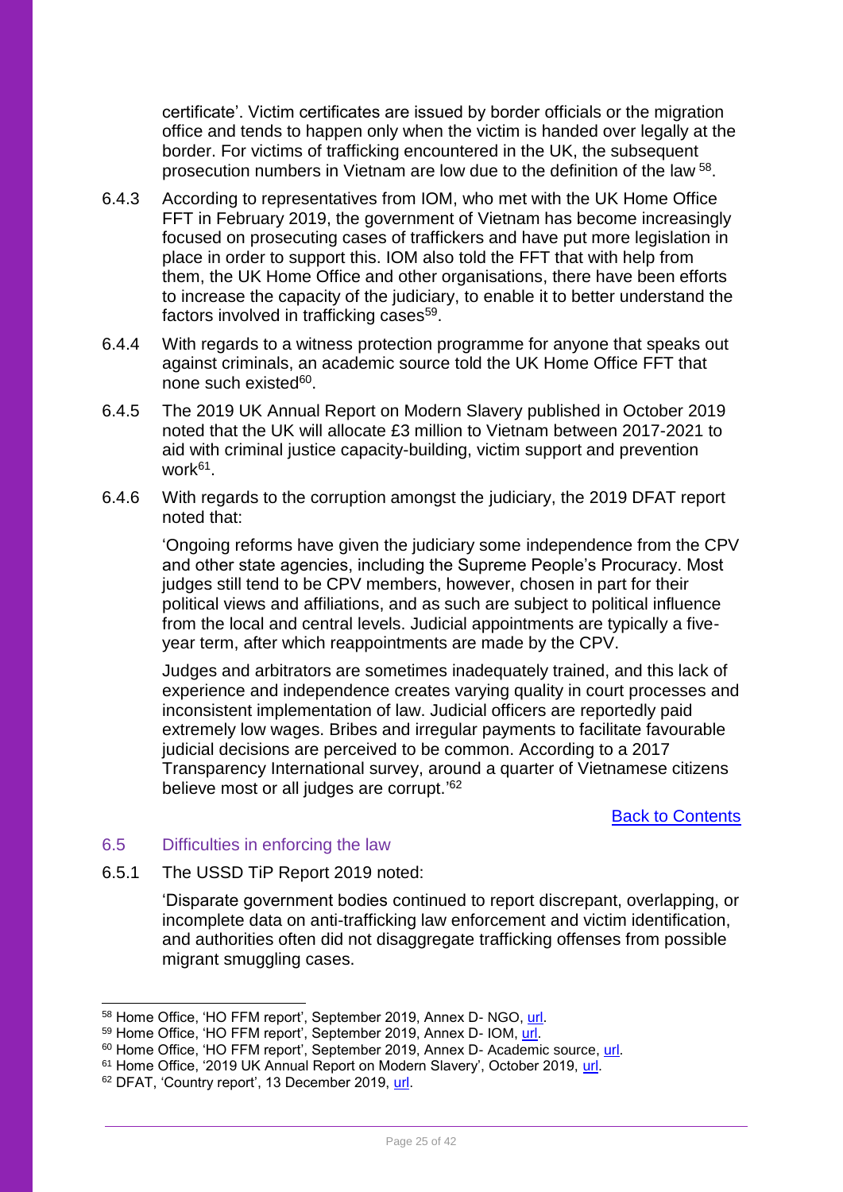certificate'. Victim certificates are issued by border officials or the migration office and tends to happen only when the victim is handed over legally at the border. For victims of trafficking encountered in the UK, the subsequent prosecution numbers in Vietnam are low due to the definition of the law [58].

6.4.3 According to representatives from IOM, who met with the UK Home Office FFT in February 2019, the government of Vietnam has become increasingly focused on prosecuting cases of traffickers and have put more legislation in place in order to support this. IOM also told the FFT that with help from them, the UK Home Office and other organisations, there have been efforts to increase the capacity of the judiciary, to enable it to better understand the factors involved in trafficking cases[59].

6.4.4 With regards to a witness protection programme for anyone that speaks out against criminals, an academic source told the UK Home Office FFT that none such existed[60].

6.4.5 The 2019 UK Annual Report on Modern Slavery published in October 2019 noted that the UK will allocate £3 million to Vietnam between 2017-2021 to aid with criminal justice capacity-building, victim support and prevention work[61].

6.4.6 With regards to the corruption amongst the judiciary, the 2019 DFAT report noted that:

> 'Ongoing reforms have given the judiciary some independence from the CPV and other state agencies, including the Supreme People's Procuracy. Most judges still tend to be CPV members, however, chosen in part for their political views and affiliations, and as such are subject to political influence from the local and central levels. Judicial appointments are typically a five-year term, after which reappointments are made by the CPV.
>
> Judges and arbitrators are sometimes inadequately trained, and this lack of experience and independence creates varying quality in court processes and inconsistent implementation of law. Judicial officers are reportedly paid extremely low wages. Bribes and irregular payments to facilitate favourable judicial decisions are perceived to be common. According to a 2017 Transparency International survey, around a quarter of Vietnamese citizens believe most or all judges are corrupt.'[62]

[Back to Contents]

## 6.5 Difficulties in enforcing the law

6.5.1 The USSD TiP Report 2019 noted:

> 'Disparate government bodies continued to report discrepant, overlapping, or incomplete data on anti-trafficking law enforcement and victim identification, and authorities often did not disaggregate trafficking offenses from possible migrant smuggling cases.

---

[58] Home Office, 'HO FFM report', September 2019, Annex D- NGO, url.

[59] Home Office, 'HO FFM report', September 2019, Annex D- IOM, url.

[60] Home Office, 'HO FFM report', September 2019, Annex D- Academic source, url.

[61] Home Office, '2019 UK Annual Report on Modern Slavery', October 2019, url.

[62] DFAT, 'Country report', 13 December 2019, url.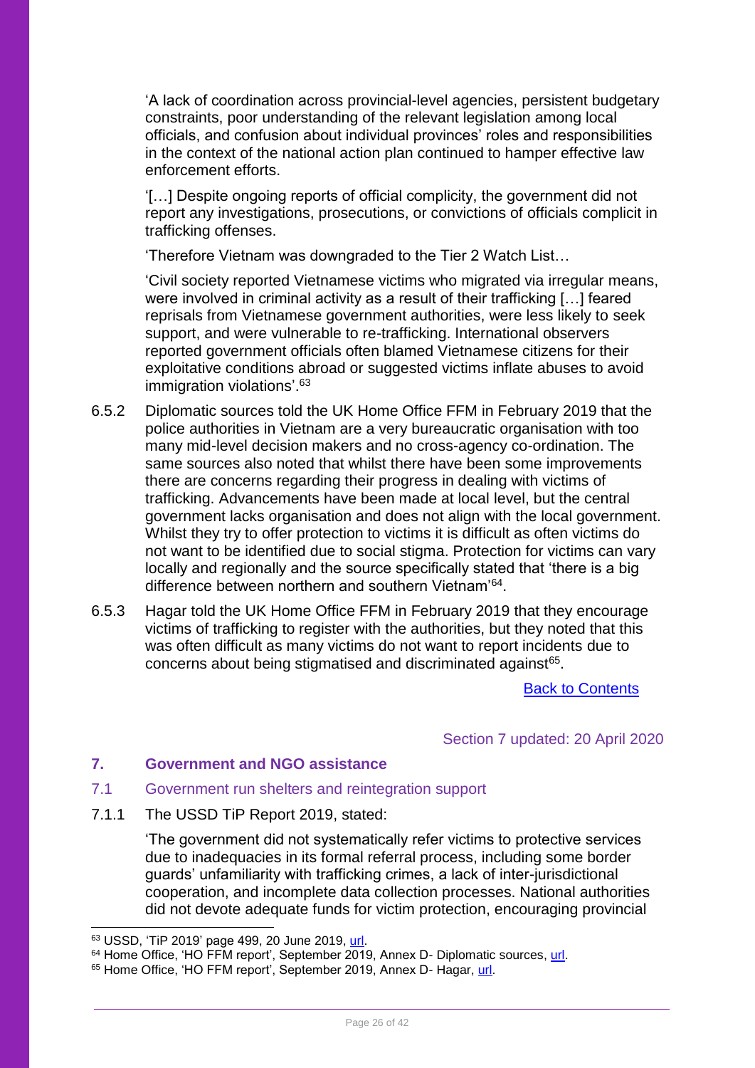'A lack of coordination across provincial-level agencies, persistent budgetary constraints, poor understanding of the relevant legislation among local officials, and confusion about individual provinces' roles and responsibilities in the context of the national action plan continued to hamper effective law enforcement efforts.

'[…] Despite ongoing reports of official complicity, the government did not report any investigations, prosecutions, or convictions of officials complicit in trafficking offenses.

'Therefore Vietnam was downgraded to the Tier 2 Watch List…

'Civil society reported Vietnamese victims who migrated via irregular means, were involved in criminal activity as a result of their trafficking […] feared reprisals from Vietnamese government authorities, were less likely to seek support, and were vulnerable to re-trafficking. International observers reported government officials often blamed Vietnamese citizens for their exploitative conditions abroad or suggested victims inflate abuses to avoid immigration violations'.[63]

6.5.2 Diplomatic sources told the UK Home Office FFM in February 2019 that the police authorities in Vietnam are a very bureaucratic organisation with too many mid-level decision makers and no cross-agency co-ordination. The same sources also noted that whilst there have been some improvements there are concerns regarding their progress in dealing with victims of trafficking. Advancements have been made at local level, but the central government lacks organisation and does not align with the local government. Whilst they try to offer protection to victims it is difficult as often victims do not want to be identified due to social stigma. Protection for victims can vary locally and regionally and the source specifically stated that 'there is a big difference between northern and southern Vietnam'[64].

6.5.3 Hagar told the UK Home Office FFM in February 2019 that they encourage victims of trafficking to register with the authorities, but they noted that this was often difficult as many victims do not want to report incidents due to concerns about being stigmatised and discriminated against[65].

[Back to Contents]

Section 7 updated: 20 April 2020

## 7. Government and NGO assistance

### 7.1 Government run shelters and reintegration support

7.1.1 The USSD TiP Report 2019, stated:

'The government did not systematically refer victims to protective services due to inadequacies in its formal referral process, including some border guards' unfamiliarity with trafficking crimes, a lack of inter-jurisdictional cooperation, and incomplete data collection processes. National authorities did not devote adequate funds for victim protection, encouraging provincial

---

[63] USSD, 'TiP 2019' page 499, 20 June 2019, url.

[64] Home Office, 'HO FFM report', September 2019, Annex D- Diplomatic sources, url.

[65] Home Office, 'HO FFM report', September 2019, Annex D- Hagar, url.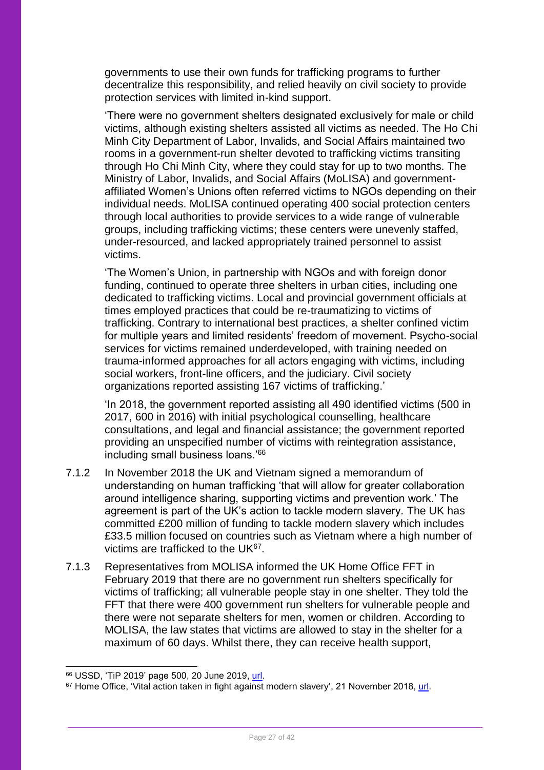governments to use their own funds for trafficking programs to further decentralize this responsibility, and relied heavily on civil society to provide protection services with limited in-kind support.

'There were no government shelters designated exclusively for male or child victims, although existing shelters assisted all victims as needed. The Ho Chi Minh City Department of Labor, Invalids, and Social Affairs maintained two rooms in a government-run shelter devoted to trafficking victims transiting through Ho Chi Minh City, where they could stay for up to two months. The Ministry of Labor, Invalids, and Social Affairs (MoLISA) and government-affiliated Women's Unions often referred victims to NGOs depending on their individual needs. MoLISA continued operating 400 social protection centers through local authorities to provide services to a wide range of vulnerable groups, including trafficking victims; these centers were unevenly staffed, under-resourced, and lacked appropriately trained personnel to assist victims.

'The Women's Union, in partnership with NGOs and with foreign donor funding, continued to operate three shelters in urban cities, including one dedicated to trafficking victims. Local and provincial government officials at times employed practices that could be re-traumatizing to victims of trafficking. Contrary to international best practices, a shelter confined victim for multiple years and limited residents' freedom of movement. Psycho-social services for victims remained underdeveloped, with training needed on trauma-informed approaches for all actors engaging with victims, including social workers, front-line officers, and the judiciary. Civil society organizations reported assisting 167 victims of trafficking.'

'In 2018, the government reported assisting all 490 identified victims (500 in 2017, 600 in 2016) with initial psychological counselling, healthcare consultations, and legal and financial assistance; the government reported providing an unspecified number of victims with reintegration assistance, including small business loans.'[66]

7.1.2 In November 2018 the UK and Vietnam signed a memorandum of understanding on human trafficking 'that will allow for greater collaboration around intelligence sharing, supporting victims and prevention work.' The agreement is part of the UK's action to tackle modern slavery. The UK has committed £200 million of funding to tackle modern slavery which includes £33.5 million focused on countries such as Vietnam where a high number of victims are trafficked to the UK[67].

7.1.3 Representatives from MOLISA informed the UK Home Office FFT in February 2019 that there are no government run shelters specifically for victims of trafficking; all vulnerable people stay in one shelter. They told the FFT that there were 400 government run shelters for vulnerable people and there were not separate shelters for men, women or children. According to MOLISA, the law states that victims are allowed to stay in the shelter for a maximum of 60 days. Whilst there, they can receive health support,

---

[66] USSD, 'TiP 2019' page 500, 20 June 2019, url.

[67] Home Office, 'Vital action taken in fight against modern slavery', 21 November 2018, url.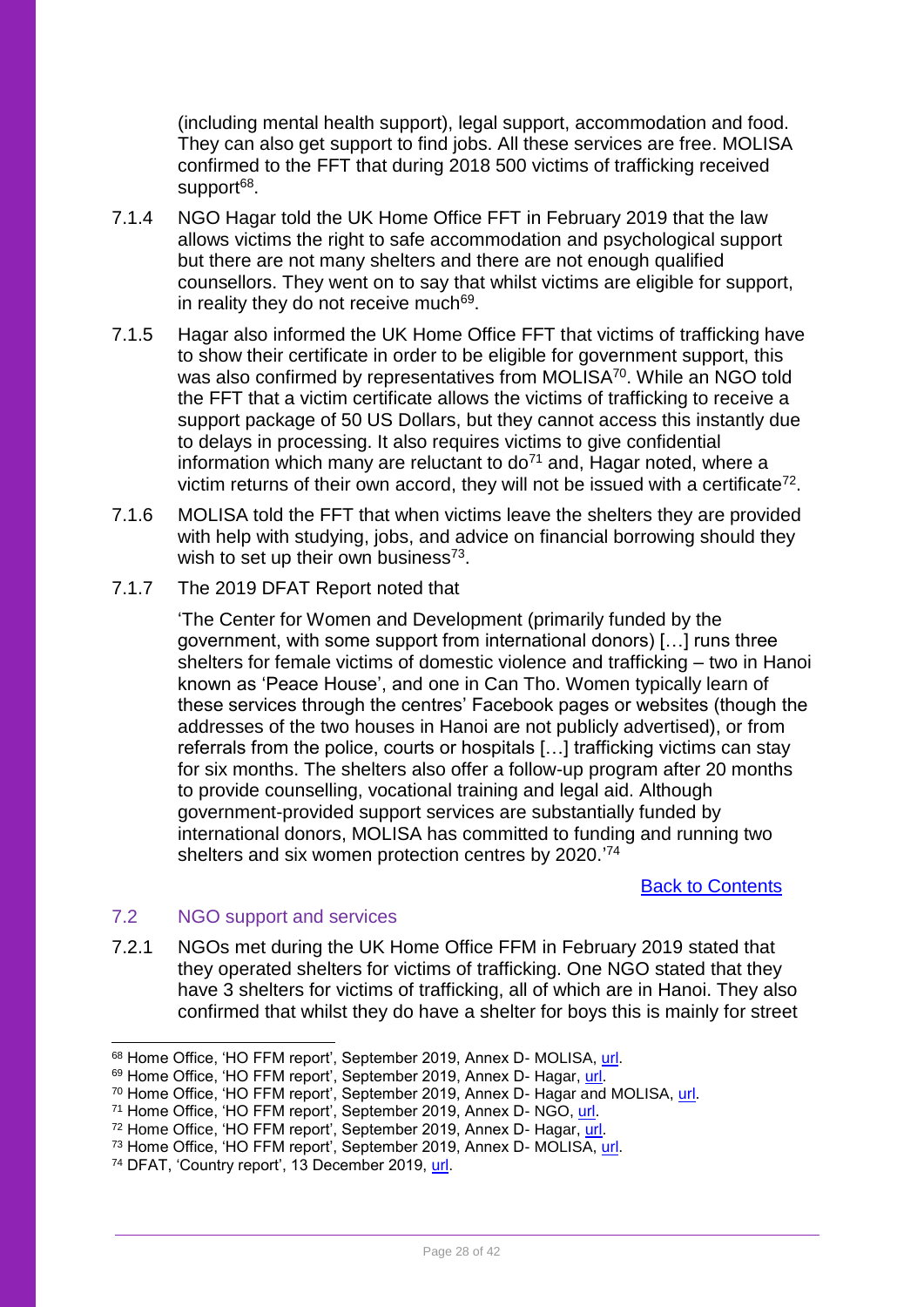(including mental health support), legal support, accommodation and food. They can also get support to find jobs. All these services are free. MOLISA confirmed to the FFT that during 2018 500 victims of trafficking received support[68].

7.1.4 NGO Hagar told the UK Home Office FFT in February 2019 that the law allows victims the right to safe accommodation and psychological support but there are not many shelters and there are not enough qualified counsellors. They went on to say that whilst victims are eligible for support, in reality they do not receive much[69].

7.1.5 Hagar also informed the UK Home Office FFT that victims of trafficking have to show their certificate in order to be eligible for government support, this was also confirmed by representatives from MOLISA[70]. While an NGO told the FFT that a victim certificate allows the victims of trafficking to receive a support package of 50 US Dollars, but they cannot access this instantly due to delays in processing. It also requires victims to give confidential information which many are reluctant to do[71] and, Hagar noted, where a victim returns of their own accord, they will not be issued with a certificate[72].

7.1.6 MOLISA told the FFT that when victims leave the shelters they are provided with help with studying, jobs, and advice on financial borrowing should they wish to set up their own business[73].

7.1.7 The 2019 DFAT Report noted that

> 'The Center for Women and Development (primarily funded by the government, with some support from international donors) […] runs three shelters for female victims of domestic violence and trafficking – two in Hanoi known as 'Peace House', and one in Can Tho. Women typically learn of these services through the centres' Facebook pages or websites (though the addresses of the two houses in Hanoi are not publicly advertised), or from referrals from the police, courts or hospitals […] trafficking victims can stay for six months. The shelters also offer a follow-up program after 20 months to provide counselling, vocational training and legal aid. Although government-provided support services are substantially funded by international donors, MOLISA has committed to funding and running two shelters and six women protection centres by 2020.'[74]

Back to Contents

## 7.2 NGO support and services

7.2.1 NGOs met during the UK Home Office FFM in February 2019 stated that they operated shelters for victims of trafficking. One NGO stated that they have 3 shelters for victims of trafficking, all of which are in Hanoi. They also confirmed that whilst they do have a shelter for boys this is mainly for street

---

[68] Home Office, 'HO FFM report', September 2019, Annex D- MOLISA, url.
[69] Home Office, 'HO FFM report', September 2019, Annex D- Hagar, url.
[70] Home Office, 'HO FFM report', September 2019, Annex D- Hagar and MOLISA, url.
[71] Home Office, 'HO FFM report', September 2019, Annex D- NGO, url.
[72] Home Office, 'HO FFM report', September 2019, Annex D- Hagar, url.
[73] Home Office, 'HO FFM report', September 2019, Annex D- MOLISA, url.
[74] DFAT, 'Country report', 13 December 2019, url.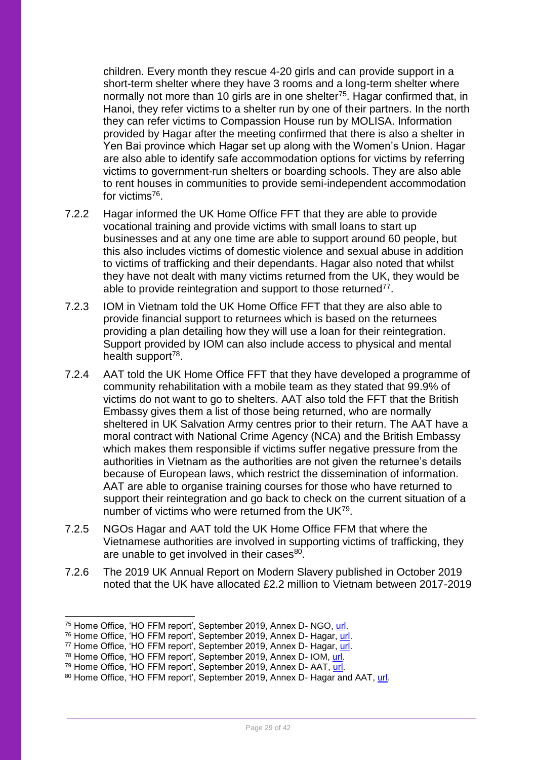children. Every month they rescue 4-20 girls and can provide support in a short-term shelter where they have 3 rooms and a long-term shelter where normally not more than 10 girls are in one shelter[75]. Hagar confirmed that, in Hanoi, they refer victims to a shelter run by one of their partners. In the north they can refer victims to Compassion House run by MOLISA. Information provided by Hagar after the meeting confirmed that there is also a shelter in Yen Bai province which Hagar set up along with the Women's Union. Hagar are also able to identify safe accommodation options for victims by referring victims to government-run shelters or boarding schools. They are also able to rent houses in communities to provide semi-independent accommodation for victims[76].

7.2.2 Hagar informed the UK Home Office FFT that they are able to provide vocational training and provide victims with small loans to start up businesses and at any one time are able to support around 60 people, but this also includes victims of domestic violence and sexual abuse in addition to victims of trafficking and their dependants. Hagar also noted that whilst they have not dealt with many victims returned from the UK, they would be able to provide reintegration and support to those returned[77].

7.2.3 IOM in Vietnam told the UK Home Office FFT that they are also able to provide financial support to returnees which is based on the returnees providing a plan detailing how they will use a loan for their reintegration. Support provided by IOM can also include access to physical and mental health support[78].

7.2.4 AAT told the UK Home Office FFT that they have developed a programme of community rehabilitation with a mobile team as they stated that 99.9% of victims do not want to go to shelters. AAT also told the FFT that the British Embassy gives them a list of those being returned, who are normally sheltered in UK Salvation Army centres prior to their return. The AAT have a moral contract with National Crime Agency (NCA) and the British Embassy which makes them responsible if victims suffer negative pressure from the authorities in Vietnam as the authorities are not given the returnee's details because of European laws, which restrict the dissemination of information. AAT are able to organise training courses for those who have returned to support their reintegration and go back to check on the current situation of a number of victims who were returned from the UK[79].

7.2.5 NGOs Hagar and AAT told the UK Home Office FFM that where the Vietnamese authorities are involved in supporting victims of trafficking, they are unable to get involved in their cases[80].

7.2.6 The 2019 UK Annual Report on Modern Slavery published in October 2019 noted that the UK have allocated £2.2 million to Vietnam between 2017-2019

[75] Home Office, 'HO FFM report', September 2019, Annex D- NGO, url.
[76] Home Office, 'HO FFM report', September 2019, Annex D- Hagar, url.
[77] Home Office, 'HO FFM report', September 2019, Annex D- Hagar, url.
[78] Home Office, 'HO FFM report', September 2019, Annex D- IOM, url.
[79] Home Office, 'HO FFM report', September 2019, Annex D- AAT, url.
[80] Home Office, 'HO FFM report', September 2019, Annex D- Hagar and AAT, url.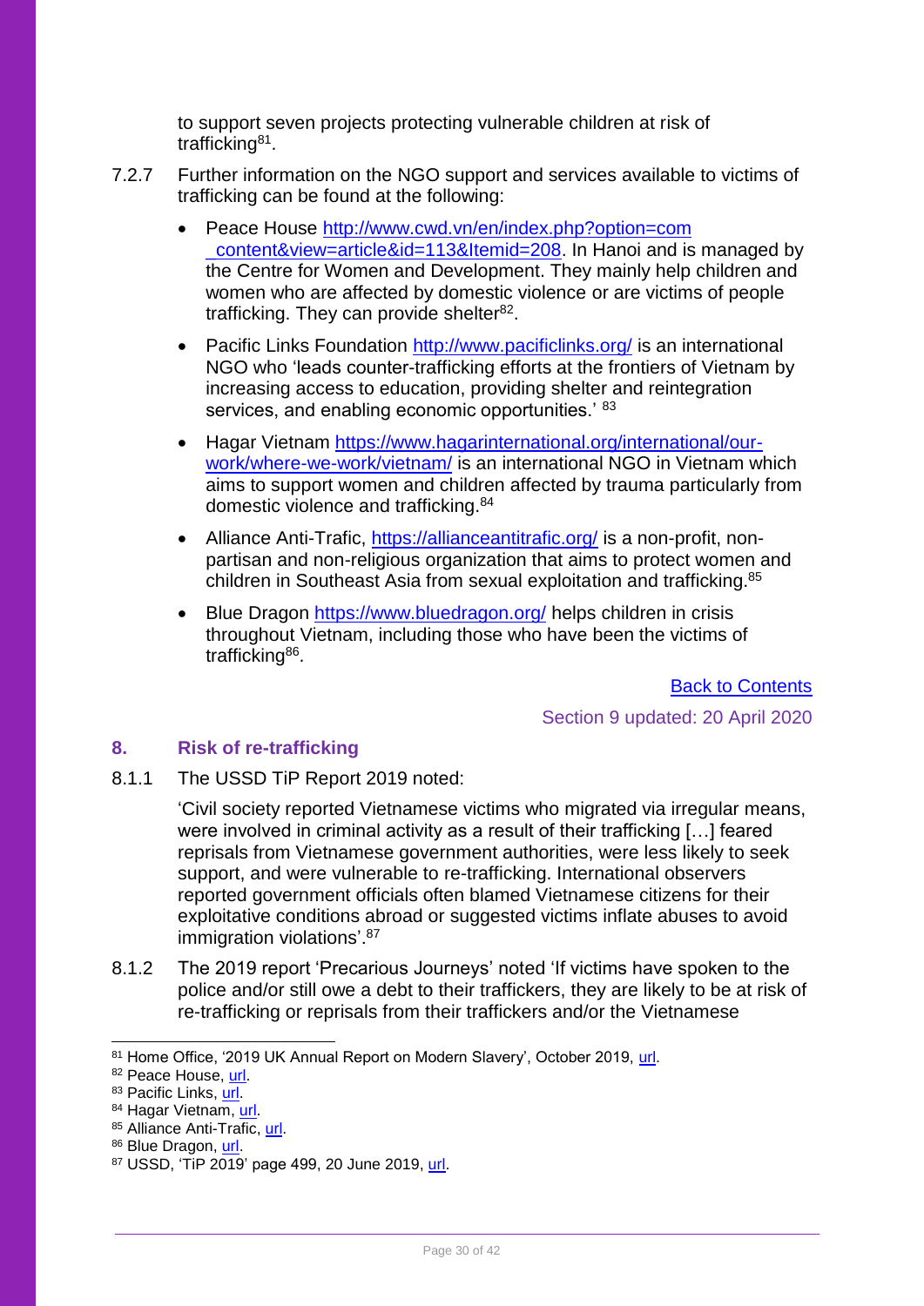to support seven projects protecting vulnerable children at risk of trafficking[81].

7.2.7 Further information on the NGO support and services available to victims of trafficking can be found at the following:

- Peace House http://www.cwd.vn/en/index.php?option=com_content&view=article&id=113&Itemid=208. In Hanoi and is managed by the Centre for Women and Development. They mainly help children and women who are affected by domestic violence or are victims of people trafficking. They can provide shelter[82].
- Pacific Links Foundation http://www.pacificlinks.org/ is an international NGO who 'leads counter-trafficking efforts at the frontiers of Vietnam by increasing access to education, providing shelter and reintegration services, and enabling economic opportunities.' [83]
- Hagar Vietnam https://www.hagarinternational.org/international/our-work/where-we-work/vietnam/ is an international NGO in Vietnam which aims to support women and children affected by trauma particularly from domestic violence and trafficking.[84]
- Alliance Anti-Trafic, https://allianceantitrafic.org/ is a non-profit, non-partisan and non-religious organization that aims to protect women and children in Southeast Asia from sexual exploitation and trafficking.[85]
- Blue Dragon https://www.bluedragon.org/ helps children in crisis throughout Vietnam, including those who have been the victims of trafficking[86].

Back to Contents

Section 9 updated: 20 April 2020

## 8. Risk of re-trafficking

8.1.1 The USSD TiP Report 2019 noted:

'Civil society reported Vietnamese victims who migrated via irregular means, were involved in criminal activity as a result of their trafficking […] feared reprisals from Vietnamese government authorities, were less likely to seek support, and were vulnerable to re-trafficking. International observers reported government officials often blamed Vietnamese citizens for their exploitative conditions abroad or suggested victims inflate abuses to avoid immigration violations'.[87]

8.1.2 The 2019 report 'Precarious Journeys' noted 'If victims have spoken to the police and/or still owe a debt to their traffickers, they are likely to be at risk of re-trafficking or reprisals from their traffickers and/or the Vietnamese

---

[81] Home Office, '2019 UK Annual Report on Modern Slavery', October 2019, url.
[82] Peace House, url.
[83] Pacific Links, url.
[84] Hagar Vietnam, url.
[85] Alliance Anti-Trafic, url.
[86] Blue Dragon, url.
[87] USSD, 'TiP 2019' page 499, 20 June 2019, url.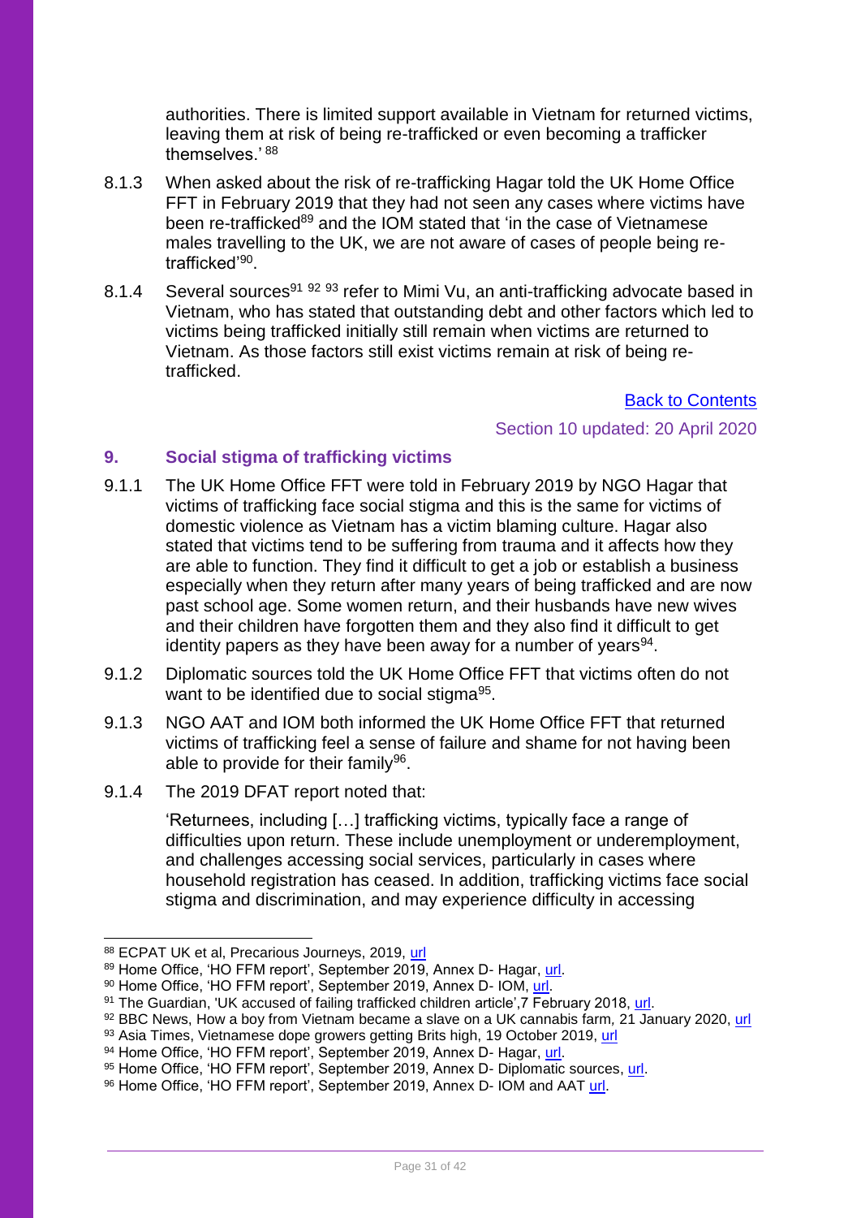authorities. There is limited support available in Vietnam for returned victims, leaving them at risk of being re-trafficked or even becoming a trafficker themselves.' [88]

8.1.3 When asked about the risk of re-trafficking Hagar told the UK Home Office FFT in February 2019 that they had not seen any cases where victims have been re-trafficked[89] and the IOM stated that 'in the case of Vietnamese males travelling to the UK, we are not aware of cases of people being re-trafficked'[90].

8.1.4 Several sources[91] [92] [93] refer to Mimi Vu, an anti-trafficking advocate based in Vietnam, who has stated that outstanding debt and other factors which led to victims being trafficked initially still remain when victims are returned to Vietnam. As those factors still exist victims remain at risk of being re-trafficked.

Back to Contents

Section 10 updated: 20 April 2020

## 9. Social stigma of trafficking victims

9.1.1 The UK Home Office FFT were told in February 2019 by NGO Hagar that victims of trafficking face social stigma and this is the same for victims of domestic violence as Vietnam has a victim blaming culture. Hagar also stated that victims tend to be suffering from trauma and it affects how they are able to function. They find it difficult to get a job or establish a business especially when they return after many years of being trafficked and are now past school age. Some women return, and their husbands have new wives and their children have forgotten them and they also find it difficult to get identity papers as they have been away for a number of years[94].

9.1.2 Diplomatic sources told the UK Home Office FFT that victims often do not want to be identified due to social stigma[95].

9.1.3 NGO AAT and IOM both informed the UK Home Office FFT that returned victims of trafficking feel a sense of failure and shame for not having been able to provide for their family[96].

9.1.4 The 2019 DFAT report noted that:

> 'Returnees, including […] trafficking victims, typically face a range of difficulties upon return. These include unemployment or underemployment, and challenges accessing social services, particularly in cases where household registration has ceased. In addition, trafficking victims face social stigma and discrimination, and may experience difficulty in accessing

---

[88] ECPAT UK et al, Precarious Journeys, 2019, url
[89] Home Office, 'HO FFM report', September 2019, Annex D- Hagar, url.
[90] Home Office, 'HO FFM report', September 2019, Annex D- IOM, url.
[91] The Guardian, 'UK accused of failing trafficked children article',7 February 2018, url.
[92] BBC News, How a boy from Vietnam became a slave on a UK cannabis farm, 21 January 2020, url
[93] Asia Times, Vietnamese dope growers getting Brits high, 19 October 2019, url
[94] Home Office, 'HO FFM report', September 2019, Annex D- Hagar, url.
[95] Home Office, 'HO FFM report', September 2019, Annex D- Diplomatic sources, url.
[96] Home Office, 'HO FFM report', September 2019, Annex D- IOM and AAT url.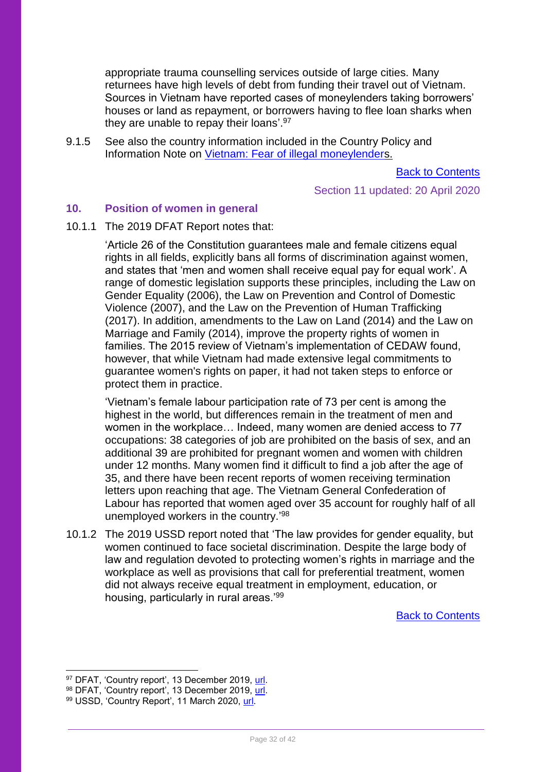appropriate trauma counselling services outside of large cities. Many returnees have high levels of debt from funding their travel out of Vietnam. Sources in Vietnam have reported cases of moneylenders taking borrowers' houses or land as repayment, or borrowers having to flee loan sharks when they are unable to repay their loans'.[97]

9.1.5 See also the country information included in the Country Policy and Information Note on [Vietnam: Fear of illegal moneylenders](url).

[Back to Contents](url)

Section 11 updated: 20 April 2020

## 10. Position of women in general

10.1.1 The 2019 DFAT Report notes that:

> 'Article 26 of the Constitution guarantees male and female citizens equal rights in all fields, explicitly bans all forms of discrimination against women, and states that 'men and women shall receive equal pay for equal work'. A range of domestic legislation supports these principles, including the Law on Gender Equality (2006), the Law on Prevention and Control of Domestic Violence (2007), and the Law on the Prevention of Human Trafficking (2017). In addition, amendments to the Law on Land (2014) and the Law on Marriage and Family (2014), improve the property rights of women in families. The 2015 review of Vietnam's implementation of CEDAW found, however, that while Vietnam had made extensive legal commitments to guarantee women's rights on paper, it had not taken steps to enforce or protect them in practice.
>
> 'Vietnam's female labour participation rate of 73 per cent is among the highest in the world, but differences remain in the treatment of men and women in the workplace… Indeed, many women are denied access to 77 occupations: 38 categories of job are prohibited on the basis of sex, and an additional 39 are prohibited for pregnant women and women with children under 12 months. Many women find it difficult to find a job after the age of 35, and there have been recent reports of women receiving termination letters upon reaching that age. The Vietnam General Confederation of Labour has reported that women aged over 35 account for roughly half of all unemployed workers in the country.'[98]

10.1.2 The 2019 USSD report noted that 'The law provides for gender equality, but women continued to face societal discrimination. Despite the large body of law and regulation devoted to protecting women's rights in marriage and the workplace as well as provisions that call for preferential treatment, women did not always receive equal treatment in employment, education, or housing, particularly in rural areas.'[99]

[Back to Contents](url)

---

[97] DFAT, 'Country report', 13 December 2019, [url](url).

[98] DFAT, 'Country report', 13 December 2019, [url](url).

[99] USSD, 'Country Report', 11 March 2020, [url](url).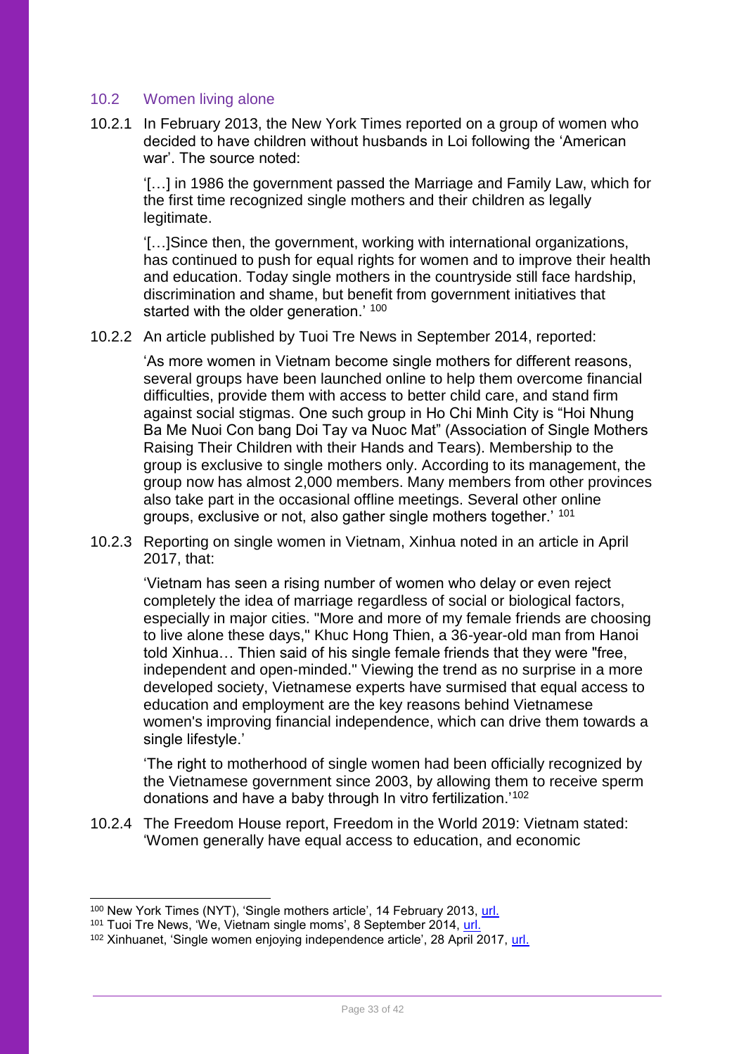## 10.2 Women living alone

10.2.1 In February 2013, the New York Times reported on a group of women who decided to have children without husbands in Loi following the 'American war'. The source noted:

> '[…] in 1986 the government passed the Marriage and Family Law, which for the first time recognized single mothers and their children as legally legitimate.
>
> '[…]Since then, the government, working with international organizations, has continued to push for equal rights for women and to improve their health and education. Today single mothers in the countryside still face hardship, discrimination and shame, but benefit from government initiatives that started with the older generation.' [100]

10.2.2 An article published by Tuoi Tre News in September 2014, reported:

> 'As more women in Vietnam become single mothers for different reasons, several groups have been launched online to help them overcome financial difficulties, provide them with access to better child care, and stand firm against social stigmas. One such group in Ho Chi Minh City is "Hoi Nhung Ba Me Nuoi Con bang Doi Tay va Nuoc Mat" (Association of Single Mothers Raising Their Children with their Hands and Tears). Membership to the group is exclusive to single mothers only. According to its management, the group now has almost 2,000 members. Many members from other provinces also take part in the occasional offline meetings. Several other online groups, exclusive or not, also gather single mothers together.' [101]

10.2.3 Reporting on single women in Vietnam, Xinhua noted in an article in April 2017, that:

> 'Vietnam has seen a rising number of women who delay or even reject completely the idea of marriage regardless of social or biological factors, especially in major cities. "More and more of my female friends are choosing to live alone these days," Khuc Hong Thien, a 36-year-old man from Hanoi told Xinhua… Thien said of his single female friends that they were "free, independent and open-minded." Viewing the trend as no surprise in a more developed society, Vietnamese experts have surmised that equal access to education and employment are the key reasons behind Vietnamese women's improving financial independence, which can drive them towards a single lifestyle.'
>
> 'The right to motherhood of single women had been officially recognized by the Vietnamese government since 2003, by allowing them to receive sperm donations and have a baby through In vitro fertilization.'[102]

10.2.4 The Freedom House report, Freedom in the World 2019: Vietnam stated: 'Women generally have equal access to education, and economic

---

[100] New York Times (NYT), 'Single mothers article', 14 February 2013, url.

[101] Tuoi Tre News, 'We, Vietnam single moms', 8 September 2014, url.

[102] Xinhuanet, 'Single women enjoying independence article', 28 April 2017, url.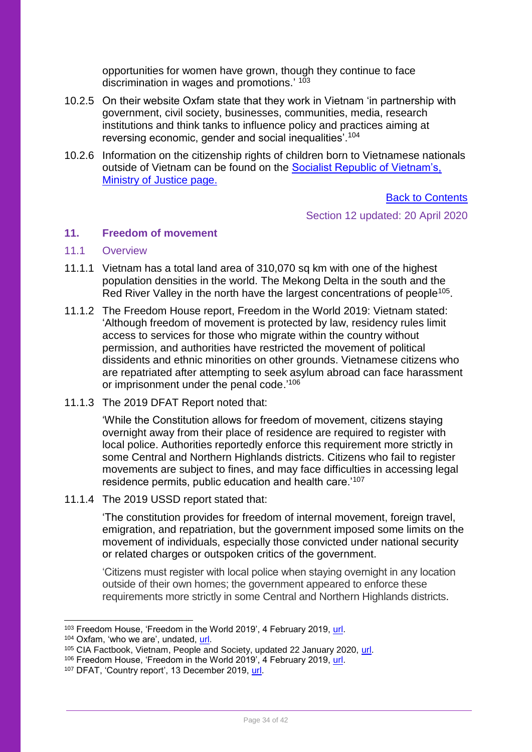opportunities for women have grown, though they continue to face discrimination in wages and promotions.' [103]

10.2.5 On their website Oxfam state that they work in Vietnam 'in partnership with government, civil society, businesses, communities, media, research institutions and think tanks to influence policy and practices aiming at reversing economic, gender and social inequalities'.[104]

10.2.6 Information on the citizenship rights of children born to Vietnamese nationals outside of Vietnam can be found on the [Socialist Republic of Vietnam's, Ministry of Justice page.]()

[Back to Contents]()

Section 12 updated: 20 April 2020

## 11. Freedom of movement

### 11.1 Overview

11.1.1 Vietnam has a total land area of 310,070 sq km with one of the highest population densities in the world. The Mekong Delta in the south and the Red River Valley in the north have the largest concentrations of people[105].

11.1.2 The Freedom House report, Freedom in the World 2019: Vietnam stated: 'Although freedom of movement is protected by law, residency rules limit access to services for those who migrate within the country without permission, and authorities have restricted the movement of political dissidents and ethnic minorities on other grounds. Vietnamese citizens who are repatriated after attempting to seek asylum abroad can face harassment or imprisonment under the penal code.'[106]

11.1.3 The 2019 DFAT Report noted that:

> 'While the Constitution allows for freedom of movement, citizens staying overnight away from their place of residence are required to register with local police. Authorities reportedly enforce this requirement more strictly in some Central and Northern Highlands districts. Citizens who fail to register movements are subject to fines, and may face difficulties in accessing legal residence permits, public education and health care.'[107]

11.1.4 The 2019 USSD report stated that:

> 'The constitution provides for freedom of internal movement, foreign travel, emigration, and repatriation, but the government imposed some limits on the movement of individuals, especially those convicted under national security or related charges or outspoken critics of the government.
>
> 'Citizens must register with local police when staying overnight in any location outside of their own homes; the government appeared to enforce these requirements more strictly in some Central and Northern Highlands districts.

---

[103] Freedom House, 'Freedom in the World 2019', 4 February 2019, [url]().
[104] Oxfam, 'who we are', undated, [url]().
[105] CIA Factbook, Vietnam, People and Society, updated 22 January 2020, [url]().
[106] Freedom House, 'Freedom in the World 2019', 4 February 2019, [url]().
[107] DFAT, 'Country report', 13 December 2019, [url]().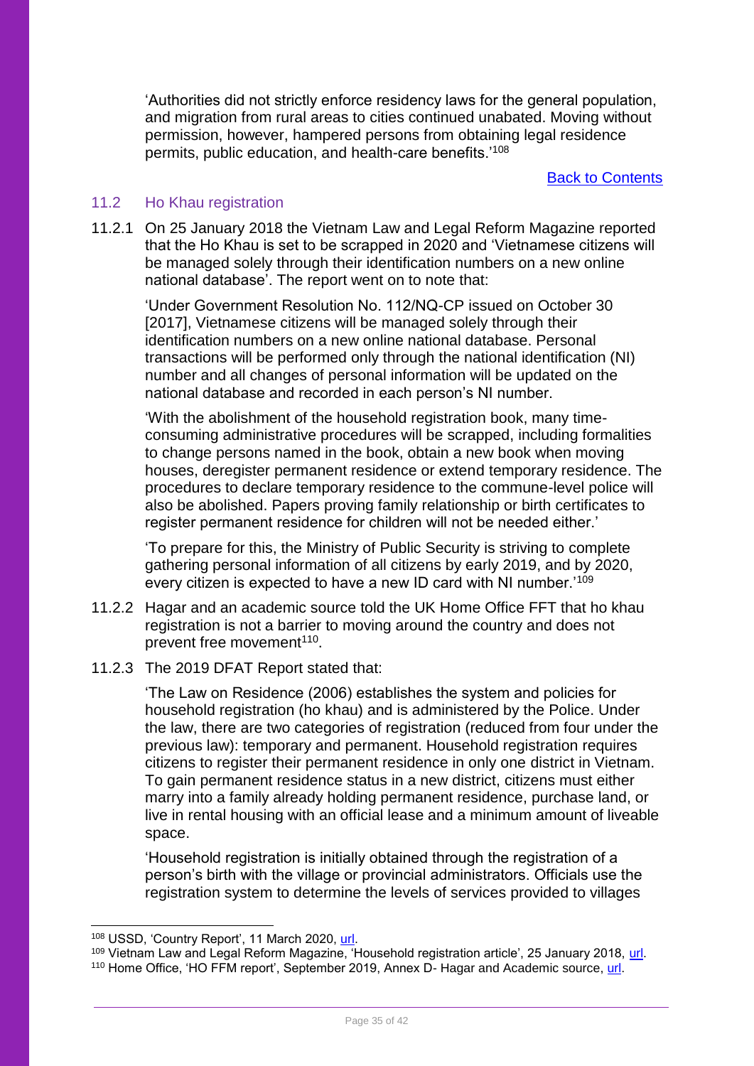'Authorities did not strictly enforce residency laws for the general population, and migration from rural areas to cities continued unabated. Moving without permission, however, hampered persons from obtaining legal residence permits, public education, and health-care benefits.'[108]

[Back to Contents](#)

### 11.2 Ho Khau registration

11.2.1 On 25 January 2018 the Vietnam Law and Legal Reform Magazine reported that the Ho Khau is set to be scrapped in 2020 and 'Vietnamese citizens will be managed solely through their identification numbers on a new online national database'. The report went on to note that:

> 'Under Government Resolution No. 112/NQ-CP issued on October 30 [2017], Vietnamese citizens will be managed solely through their identification numbers on a new online national database. Personal transactions will be performed only through the national identification (NI) number and all changes of personal information will be updated on the national database and recorded in each person's NI number.
>
> 'With the abolishment of the household registration book, many time-consuming administrative procedures will be scrapped, including formalities to change persons named in the book, obtain a new book when moving houses, deregister permanent residence or extend temporary residence. The procedures to declare temporary residence to the commune-level police will also be abolished. Papers proving family relationship or birth certificates to register permanent residence for children will not be needed either.'
>
> 'To prepare for this, the Ministry of Public Security is striving to complete gathering personal information of all citizens by early 2019, and by 2020, every citizen is expected to have a new ID card with NI number.'[109]

11.2.2 Hagar and an academic source told the UK Home Office FFT that ho khau registration is not a barrier to moving around the country and does not prevent free movement[110].

11.2.3 The 2019 DFAT Report stated that:

> 'The Law on Residence (2006) establishes the system and policies for household registration (ho khau) and is administered by the Police. Under the law, there are two categories of registration (reduced from four under the previous law): temporary and permanent. Household registration requires citizens to register their permanent residence in only one district in Vietnam. To gain permanent residence status in a new district, citizens must either marry into a family already holding permanent residence, purchase land, or live in rental housing with an official lease and a minimum amount of liveable space.
>
> 'Household registration is initially obtained through the registration of a person's birth with the village or provincial administrators. Officials use the registration system to determine the levels of services provided to villages

---

[108] USSD, 'Country Report', 11 March 2020, [url](#).

[109] Vietnam Law and Legal Reform Magazine, 'Household registration article', 25 January 2018, [url](#).

[110] Home Office, 'HO FFM report', September 2019, Annex D- Hagar and Academic source, [url](#).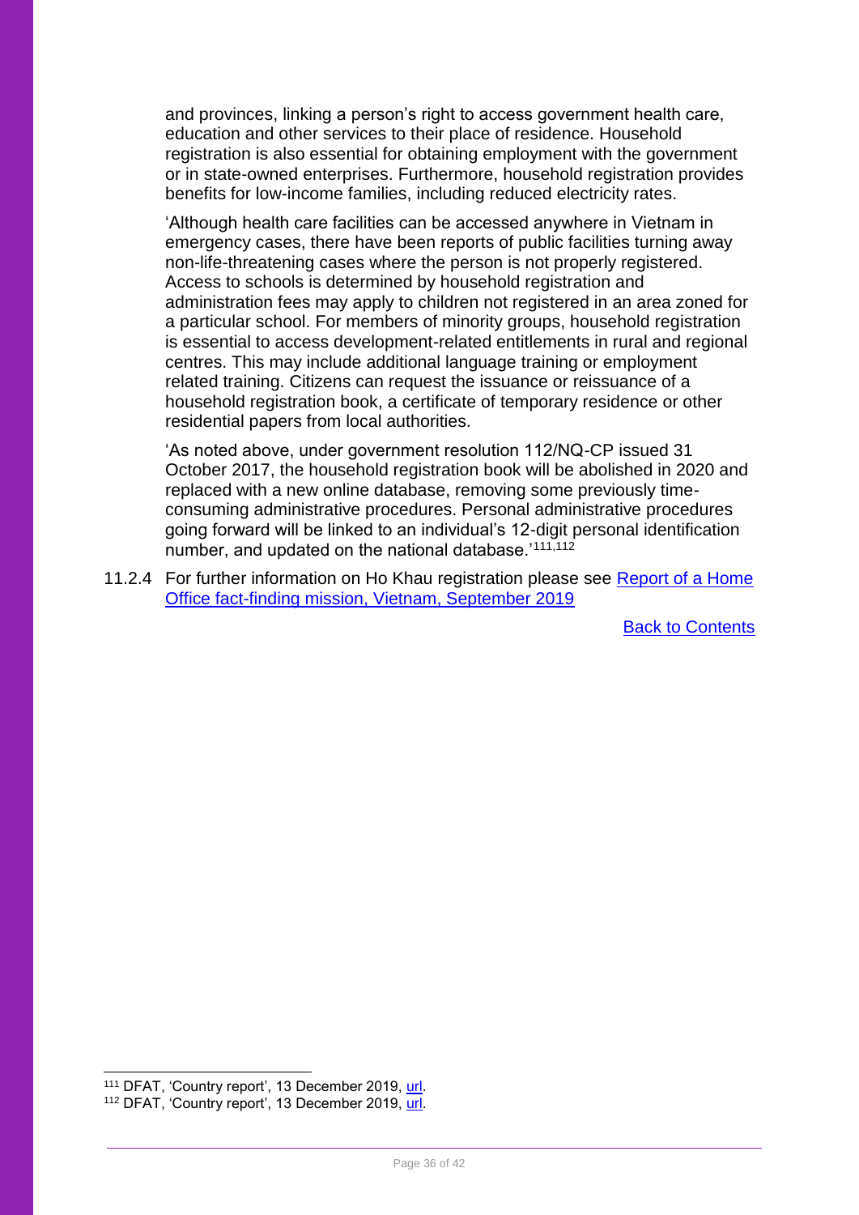and provinces, linking a person's right to access government health care, education and other services to their place of residence. Household registration is also essential for obtaining employment with the government or in state-owned enterprises. Furthermore, household registration provides benefits for low-income families, including reduced electricity rates.

'Although health care facilities can be accessed anywhere in Vietnam in emergency cases, there have been reports of public facilities turning away non-life-threatening cases where the person is not properly registered. Access to schools is determined by household registration and administration fees may apply to children not registered in an area zoned for a particular school. For members of minority groups, household registration is essential to access development-related entitlements in rural and regional centres. This may include additional language training or employment related training. Citizens can request the issuance or reissuance of a household registration book, a certificate of temporary residence or other residential papers from local authorities.

'As noted above, under government resolution 112/NQ-CP issued 31 October 2017, the household registration book will be abolished in 2020 and replaced with a new online database, removing some previously time-consuming administrative procedures. Personal administrative procedures going forward will be linked to an individual's 12-digit personal identification number, and updated on the national database.'[111,112]

11.2.4 For further information on Ho Khau registration please see [Report of a Home Office fact-finding mission, Vietnam, September 2019]

[Back to Contents]

---

[111] DFAT, 'Country report', 13 December 2019, [url].

[112] DFAT, 'Country report', 13 December 2019, [url].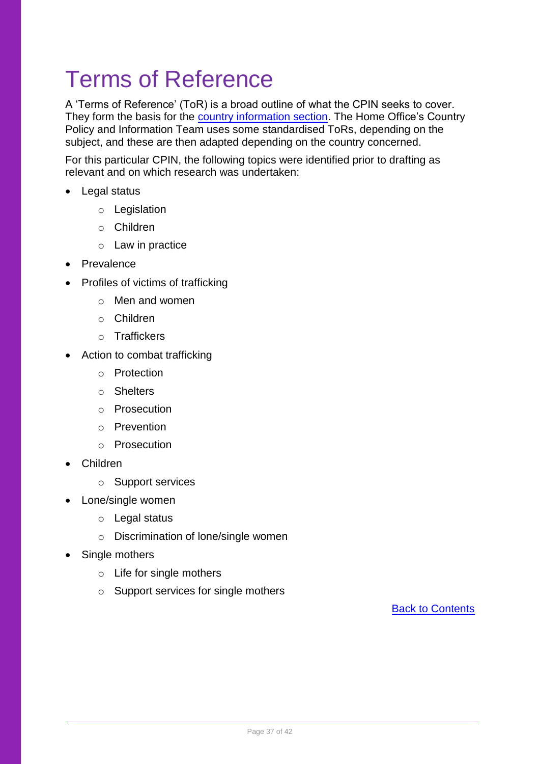# Terms of Reference

A 'Terms of Reference' (ToR) is a broad outline of what the CPIN seeks to cover. They form the basis for the country information section. The Home Office's Country Policy and Information Team uses some standardised ToRs, depending on the subject, and these are then adapted depending on the country concerned.

For this particular CPIN, the following topics were identified prior to drafting as relevant and on which research was undertaken:

- Legal status
    - Legislation
    - Children
    - Law in practice
- Prevalence
- Profiles of victims of trafficking
    - Men and women
    - Children
    - Traffickers
- Action to combat trafficking
    - Protection
    - Shelters
    - Prosecution
    - Prevention
    - Prosecution
- Children
    - Support services
- Lone/single women
    - Legal status
    - Discrimination of lone/single women
- Single mothers
    - Life for single mothers
    - Support services for single mothers

Back to Contents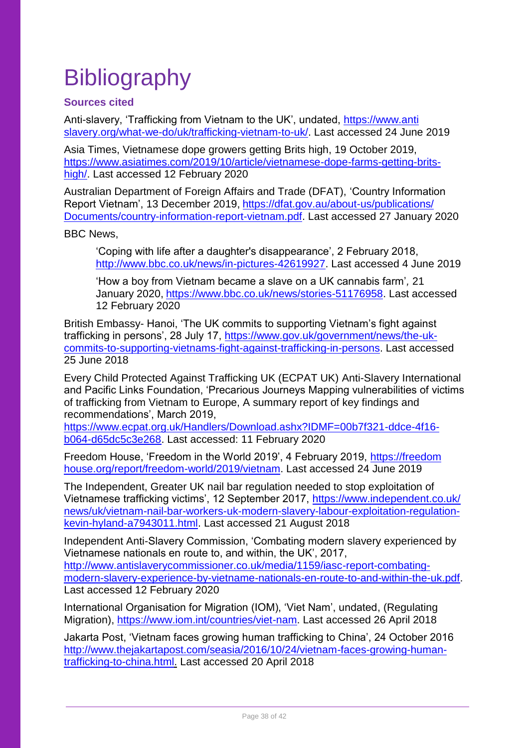# Bibliography

### Sources cited

Anti-slavery, 'Trafficking from Vietnam to the UK', undated, [https://www.antislavery.org/what-we-do/uk/trafficking-vietnam-to-uk/](https://www.antislavery.org/what-we-do/uk/trafficking-vietnam-to-uk/). Last accessed 24 June 2019

Asia Times, Vietnamese dope growers getting Brits high, 19 October 2019, [https://www.asiatimes.com/2019/10/article/vietnamese-dope-farms-getting-brits-high/](https://www.asiatimes.com/2019/10/article/vietnamese-dope-farms-getting-brits-high/). Last accessed 12 February 2020

Australian Department of Foreign Affairs and Trade (DFAT), 'Country Information Report Vietnam', 13 December 2019, [https://dfat.gov.au/about-us/publications/Documents/country-information-report-vietnam.pdf](https://dfat.gov.au/about-us/publications/Documents/country-information-report-vietnam.pdf). Last accessed 27 January 2020

BBC News,

> 'Coping with life after a daughter's disappearance', 2 February 2018, [http://www.bbc.co.uk/news/in-pictures-42619927](http://www.bbc.co.uk/news/in-pictures-42619927). Last accessed 4 June 2019
>
> 'How a boy from Vietnam became a slave on a UK cannabis farm', 21 January 2020, [https://www.bbc.co.uk/news/stories-51176958](https://www.bbc.co.uk/news/stories-51176958). Last accessed 12 February 2020

British Embassy- Hanoi, 'The UK commits to supporting Vietnam's fight against trafficking in persons', 28 July 17, [https://www.gov.uk/government/news/the-uk-commits-to-supporting-vietnams-fight-against-trafficking-in-persons](https://www.gov.uk/government/news/the-uk-commits-to-supporting-vietnams-fight-against-trafficking-in-persons). Last accessed 25 June 2018

Every Child Protected Against Trafficking UK (ECPAT UK) Anti-Slavery International and Pacific Links Foundation, 'Precarious Journeys Mapping vulnerabilities of victims of trafficking from Vietnam to Europe, A summary report of key findings and recommendations', March 2019, [https://www.ecpat.org.uk/Handlers/Download.ashx?IDMF=00b7f321-ddce-4f16-b064-d65dc5c3e268](https://www.ecpat.org.uk/Handlers/Download.ashx?IDMF=00b7f321-ddce-4f16-b064-d65dc5c3e268). Last accessed: 11 February 2020

Freedom House, 'Freedom in the World 2019', 4 February 2019, [https://freedomhouse.org/report/freedom-world/2019/vietnam](https://freedomhouse.org/report/freedom-world/2019/vietnam). Last accessed 24 June 2019

The Independent, Greater UK nail bar regulation needed to stop exploitation of Vietnamese trafficking victims', 12 September 2017, [https://www.independent.co.uk/news/uk/vietnam-nail-bar-workers-uk-modern-slavery-labour-exploitation-regulation-kevin-hyland-a7943011.html](https://www.independent.co.uk/news/uk/vietnam-nail-bar-workers-uk-modern-slavery-labour-exploitation-regulation-kevin-hyland-a7943011.html). Last accessed 21 August 2018

Independent Anti-Slavery Commission, 'Combating modern slavery experienced by Vietnamese nationals en route to, and within, the UK', 2017, [http://www.antislaverycommissioner.co.uk/media/1159/iasc-report-combating-modern-slavery-experience-by-vietname-nationals-en-route-to-and-within-the-uk.pdf](http://www.antislaverycommissioner.co.uk/media/1159/iasc-report-combating-modern-slavery-experience-by-vietname-nationals-en-route-to-and-within-the-uk.pdf). Last accessed 12 February 2020

International Organisation for Migration (IOM), 'Viet Nam', undated, (Regulating Migration), [https://www.iom.int/countries/viet-nam](https://www.iom.int/countries/viet-nam). Last accessed 26 April 2018

Jakarta Post, 'Vietnam faces growing human trafficking to China', 24 October 2016 [http://www.thejakartapost.com/seasia/2016/10/24/vietnam-faces-growing-human-trafficking-to-china.html](http://www.thejakartapost.com/seasia/2016/10/24/vietnam-faces-growing-human-trafficking-to-china.html). Last accessed 20 April 2018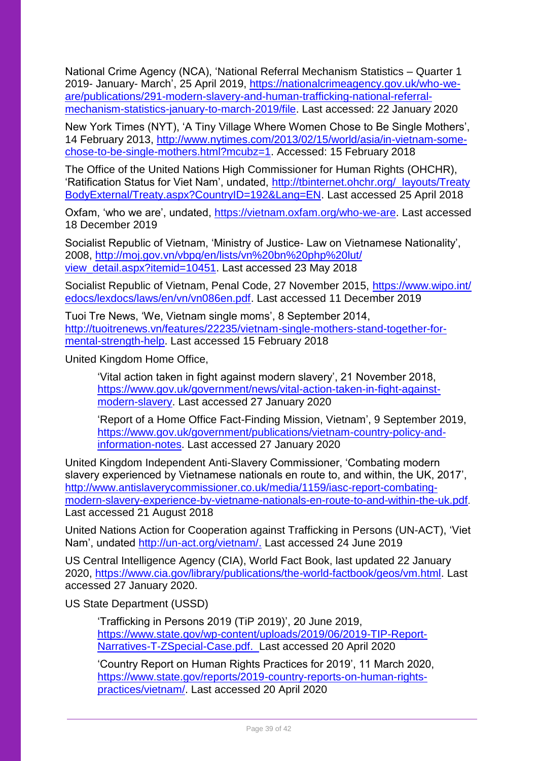National Crime Agency (NCA), 'National Referral Mechanism Statistics – Quarter 1 2019- January- March', 25 April 2019, [https://nationalcrimeagency.gov.uk/who-we-are/publications/291-modern-slavery-and-human-trafficking-national-referral-mechanism-statistics-january-to-march-2019/file](https://nationalcrimeagency.gov.uk/who-we-are/publications/291-modern-slavery-and-human-trafficking-national-referral-mechanism-statistics-january-to-march-2019/file). Last accessed: 22 January 2020

New York Times (NYT), 'A Tiny Village Where Women Chose to Be Single Mothers', 14 February 2013, [http://www.nytimes.com/2013/02/15/world/asia/in-vietnam-some-chose-to-be-single-mothers.html?mcubz=1](http://www.nytimes.com/2013/02/15/world/asia/in-vietnam-some-chose-to-be-single-mothers.html?mcubz=1). Accessed: 15 February 2018

The Office of the United Nations High Commissioner for Human Rights (OHCHR), 'Ratification Status for Viet Nam', undated, [http://tbinternet.ohchr.org/_layouts/TreatyBodyExternal/Treaty.aspx?CountryID=192&Lang=EN](http://tbinternet.ohchr.org/_layouts/TreatyBodyExternal/Treaty.aspx?CountryID=192&Lang=EN). Last accessed 25 April 2018

Oxfam, 'who we are', undated, [https://vietnam.oxfam.org/who-we-are](https://vietnam.oxfam.org/who-we-are). Last accessed 18 December 2019

Socialist Republic of Vietnam, 'Ministry of Justice- Law on Vietnamese Nationality', 2008, [http://moj.gov.vn/vbpq/en/lists/vn%20bn%20php%20lut/view_detail.aspx?itemid=10451](http://moj.gov.vn/vbpq/en/lists/vn%20bn%20php%20lut/view_detail.aspx?itemid=10451). Last accessed 23 May 2018

Socialist Republic of Vietnam, Penal Code, 27 November 2015, [https://www.wipo.int/edocs/lexdocs/laws/en/vn/vn086en.pdf](https://www.wipo.int/edocs/lexdocs/laws/en/vn/vn086en.pdf). Last accessed 11 December 2019

Tuoi Tre News, 'We, Vietnam single moms', 8 September 2014, [http://tuoitrenews.vn/features/22235/vietnam-single-mothers-stand-together-for-mental-strength-help](http://tuoitrenews.vn/features/22235/vietnam-single-mothers-stand-together-for-mental-strength-help). Last accessed 15 February 2018

United Kingdom Home Office,

> 'Vital action taken in fight against modern slavery', 21 November 2018, [https://www.gov.uk/government/news/vital-action-taken-in-fight-against-modern-slavery](https://www.gov.uk/government/news/vital-action-taken-in-fight-against-modern-slavery). Last accessed 27 January 2020
>
> 'Report of a Home Office Fact-Finding Mission, Vietnam', 9 September 2019, [https://www.gov.uk/government/publications/vietnam-country-policy-and-information-notes](https://www.gov.uk/government/publications/vietnam-country-policy-and-information-notes). Last accessed 27 January 2020

United Kingdom Independent Anti-Slavery Commissioner, 'Combating modern slavery experienced by Vietnamese nationals en route to, and within, the UK, 2017', [http://www.antislaverycommissioner.co.uk/media/1159/iasc-report-combating-modern-slavery-experience-by-vietname-nationals-en-route-to-and-within-the-uk.pdf](http://www.antislaverycommissioner.co.uk/media/1159/iasc-report-combating-modern-slavery-experience-by-vietname-nationals-en-route-to-and-within-the-uk.pdf). Last accessed 21 August 2018

United Nations Action for Cooperation against Trafficking in Persons (UN-ACT), 'Viet Nam', undated [http://un-act.org/vietnam/.](http://un-act.org/vietnam/) Last accessed 24 June 2019

US Central Intelligence Agency (CIA), World Fact Book, last updated 22 January 2020, [https://www.cia.gov/library/publications/the-world-factbook/geos/vm.html](https://www.cia.gov/library/publications/the-world-factbook/geos/vm.html). Last accessed 27 January 2020.

US State Department (USSD)

> 'Trafficking in Persons 2019 (TiP 2019)', 20 June 2019, [https://www.state.gov/wp-content/uploads/2019/06/2019-TIP-Report-Narratives-T-ZSpecial-Case.pdf.](https://www.state.gov/wp-content/uploads/2019/06/2019-TIP-Report-Narratives-T-ZSpecial-Case.pdf) Last accessed 20 April 2020
>
> 'Country Report on Human Rights Practices for 2019', 11 March 2020, [https://www.state.gov/reports/2019-country-reports-on-human-rights-practices/vietnam/](https://www.state.gov/reports/2019-country-reports-on-human-rights-practices/vietnam/). Last accessed 20 April 2020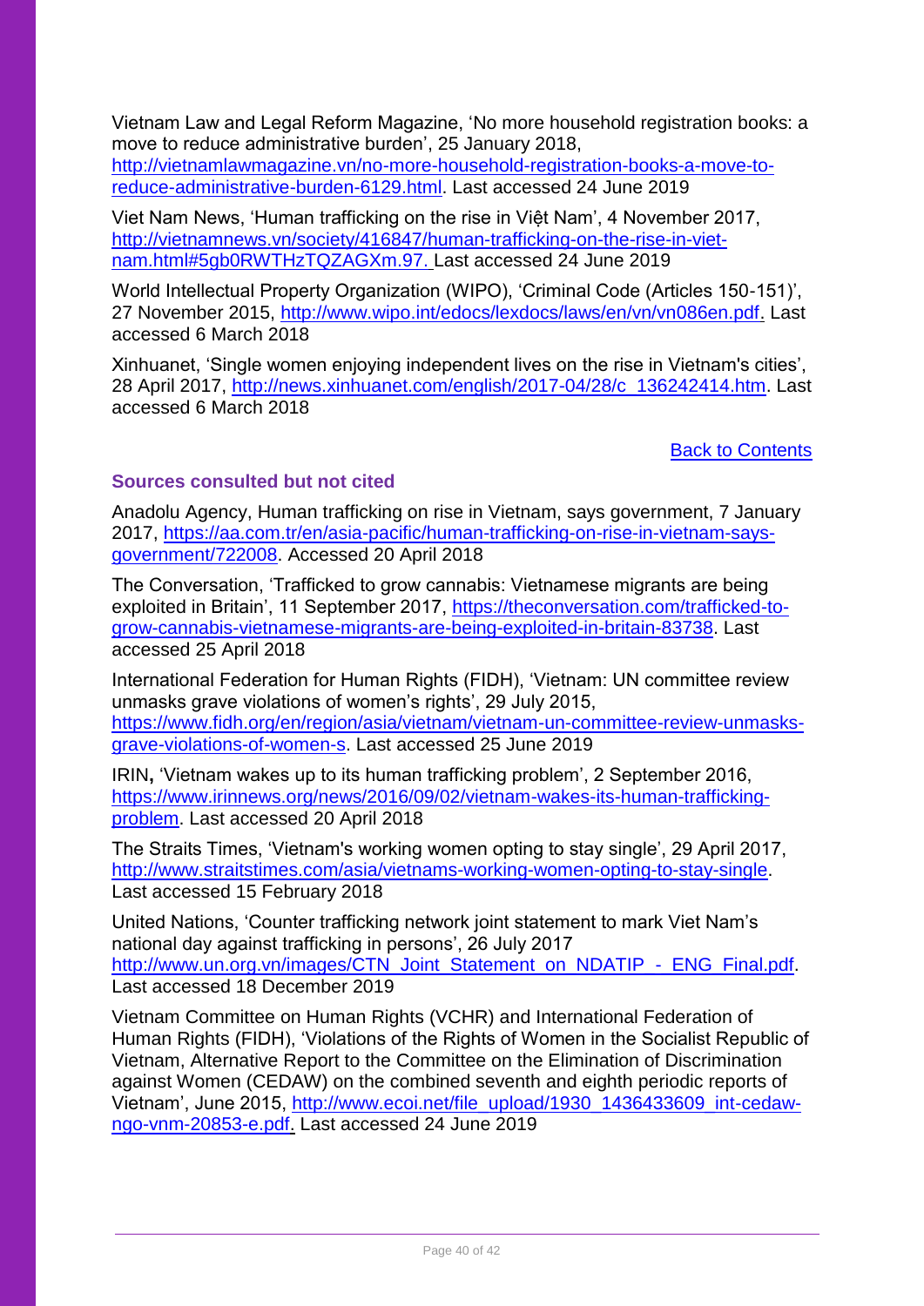Vietnam Law and Legal Reform Magazine, 'No more household registration books: a move to reduce administrative burden', 25 January 2018, [http://vietnamlawmagazine.vn/no-more-household-registration-books-a-move-to-reduce-administrative-burden-6129.html](http://vietnamlawmagazine.vn/no-more-household-registration-books-a-move-to-reduce-administrative-burden-6129.html). Last accessed 24 June 2019

Viet Nam News, 'Human trafficking on the rise in Việt Nam', 4 November 2017, [http://vietnamnews.vn/society/416847/human-trafficking-on-the-rise-in-viet-nam.html#5gb0RWTHzTQZAGXm.97.](http://vietnamnews.vn/society/416847/human-trafficking-on-the-rise-in-viet-nam.html#5gb0RWTHzTQZAGXm.97) Last accessed 24 June 2019

World Intellectual Property Organization (WIPO), 'Criminal Code (Articles 150-151)', 27 November 2015, [http://www.wipo.int/edocs/lexdocs/laws/en/vn/vn086en.pdf.](http://www.wipo.int/edocs/lexdocs/laws/en/vn/vn086en.pdf) Last accessed 6 March 2018

Xinhuanet, 'Single women enjoying independent lives on the rise in Vietnam's cities', 28 April 2017, [http://news.xinhuanet.com/english/2017-04/28/c_136242414.htm](http://news.xinhuanet.com/english/2017-04/28/c_136242414.htm). Last accessed 6 March 2018

Back to Contents

### Sources consulted but not cited

Anadolu Agency, Human trafficking on rise in Vietnam, says government, 7 January 2017, [https://aa.com.tr/en/asia-pacific/human-trafficking-on-rise-in-vietnam-says-government/722008](https://aa.com.tr/en/asia-pacific/human-trafficking-on-rise-in-vietnam-says-government/722008). Accessed 20 April 2018

The Conversation, 'Trafficked to grow cannabis: Vietnamese migrants are being exploited in Britain', 11 September 2017, [https://theconversation.com/trafficked-to-grow-cannabis-vietnamese-migrants-are-being-exploited-in-britain-83738](https://theconversation.com/trafficked-to-grow-cannabis-vietnamese-migrants-are-being-exploited-in-britain-83738). Last accessed 25 April 2018

International Federation for Human Rights (FIDH), 'Vietnam: UN committee review unmasks grave violations of women's rights', 29 July 2015, [https://www.fidh.org/en/region/asia/vietnam/vietnam-un-committee-review-unmasks-grave-violations-of-women-s](https://www.fidh.org/en/region/asia/vietnam/vietnam-un-committee-review-unmasks-grave-violations-of-women-s). Last accessed 25 June 2019

IRIN**,** 'Vietnam wakes up to its human trafficking problem', 2 September 2016, [https://www.irinnews.org/news/2016/09/02/vietnam-wakes-its-human-trafficking-problem](https://www.irinnews.org/news/2016/09/02/vietnam-wakes-its-human-trafficking-problem). Last accessed 20 April 2018

The Straits Times, 'Vietnam's working women opting to stay single', 29 April 2017, [http://www.straitstimes.com/asia/vietnams-working-women-opting-to-stay-single](http://www.straitstimes.com/asia/vietnams-working-women-opting-to-stay-single). Last accessed 15 February 2018

United Nations, 'Counter trafficking network joint statement to mark Viet Nam's national day against trafficking in persons', 26 July 2017 [http://www.un.org.vn/images/CTN_Joint_Statement_on_NDATIP_-_ENG_Final.pdf](http://www.un.org.vn/images/CTN_Joint_Statement_on_NDATIP_-_ENG_Final.pdf). Last accessed 18 December 2019

Vietnam Committee on Human Rights (VCHR) and International Federation of Human Rights (FIDH), 'Violations of the Rights of Women in the Socialist Republic of Vietnam, Alternative Report to the Committee on the Elimination of Discrimination against Women (CEDAW) on the combined seventh and eighth periodic reports of Vietnam', June 2015, [http://www.ecoi.net/file_upload/1930_1436433609_int-cedaw-ngo-vnm-20853-e.pdf.](http://www.ecoi.net/file_upload/1930_1436433609_int-cedaw-ngo-vnm-20853-e.pdf) Last accessed 24 June 2019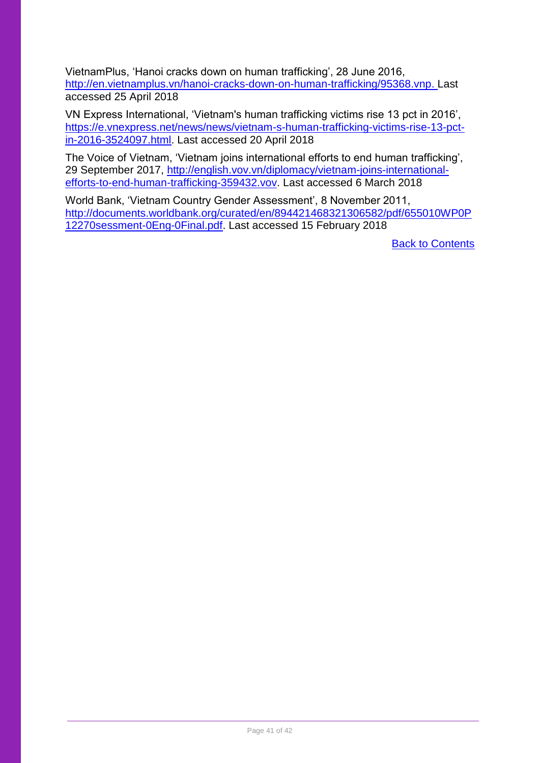VietnamPlus, 'Hanoi cracks down on human trafficking', 28 June 2016, http://en.vietnamplus.vn/hanoi-cracks-down-on-human-trafficking/95368.vnp. Last accessed 25 April 2018

VN Express International, 'Vietnam's human trafficking victims rise 13 pct in 2016', https://e.vnexpress.net/news/news/vietnam-s-human-trafficking-victims-rise-13-pct-in-2016-3524097.html. Last accessed 20 April 2018

The Voice of Vietnam, 'Vietnam joins international efforts to end human trafficking', 29 September 2017, http://english.vov.vn/diplomacy/vietnam-joins-international-efforts-to-end-human-trafficking-359432.vov. Last accessed 6 March 2018

World Bank, 'Vietnam Country Gender Assessment', 8 November 2011, http://documents.worldbank.org/curated/en/894421468321306582/pdf/655010WP0P12270sessment-0Eng-0Final.pdf. Last accessed 15 February 2018

Back to Contents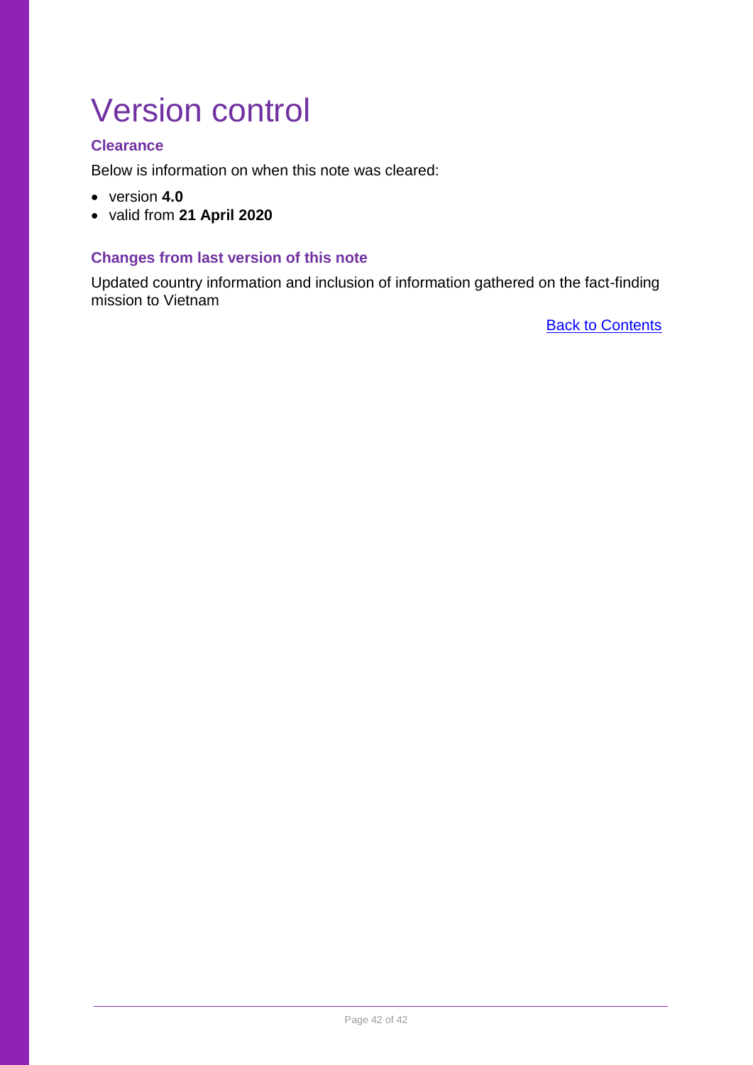# Version control

### Clearance

Below is information on when this note was cleared:

- version **4.0**
- valid from **21 April 2020**

### Changes from last version of this note

Updated country information and inclusion of information gathered on the fact-finding mission to Vietnam

Back to Contents